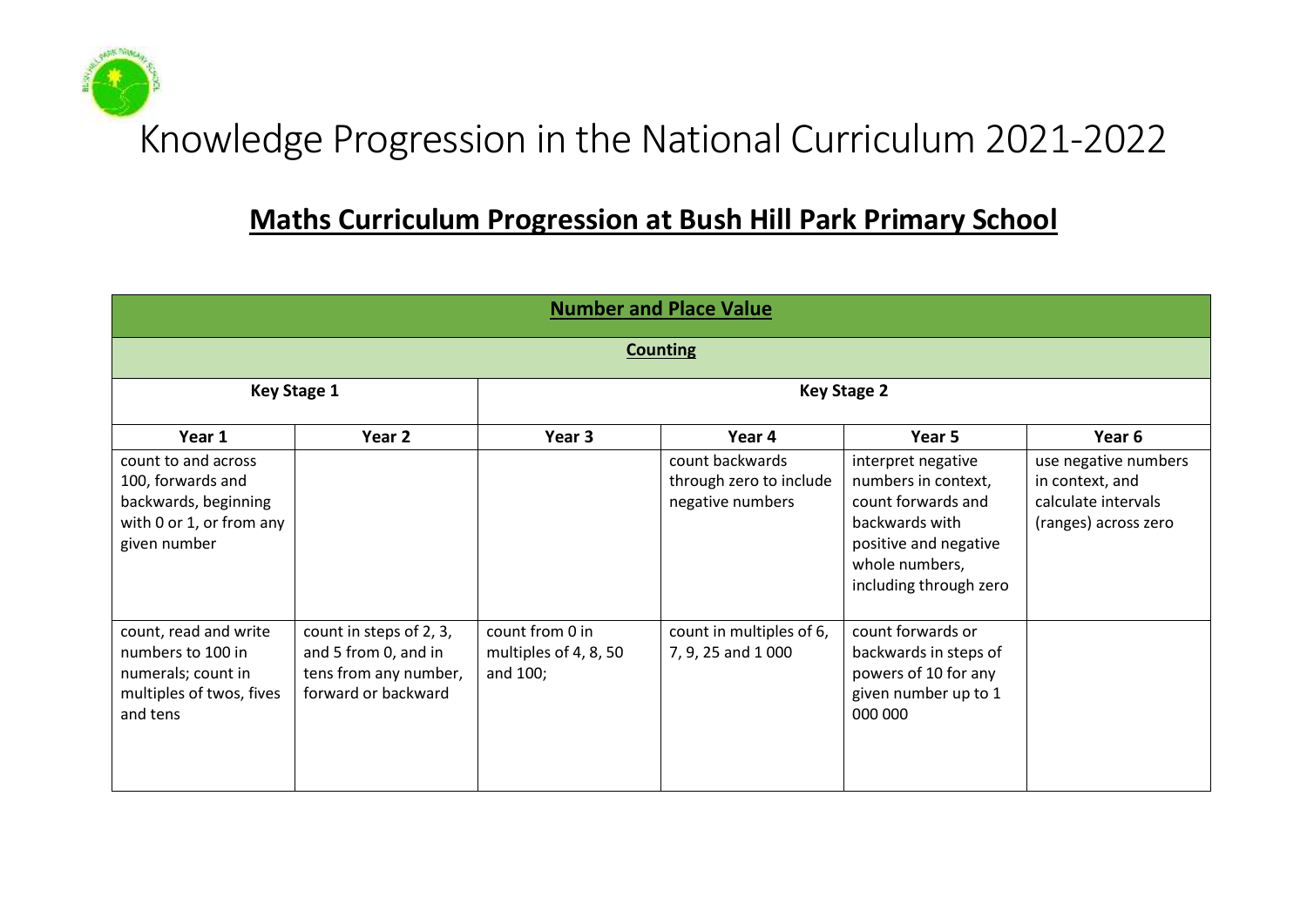# Knowledge Progression in the National Curriculum 2021-2022

## Maths Curriculum Progression at Bush Hill Park Primary School

| **Number and Place Value** | | | | | |
|---|---|---|---|---|---|
| **Counting** | | | | | |
| **Key Stage 1** | | **Key Stage 2** | | | |
| **Year 1** | **Year 2** | **Year 3** | **Year 4** | **Year 5** | **Year 6** |
| count to and across 100, forwards and backwards, beginning with 0 or 1, or from any given number | | | count backwards through zero to include negative numbers | interpret negative numbers in context, count forwards and backwards with positive and negative whole numbers, including through zero | use negative numbers in context, and calculate intervals (ranges) across zero |
| count, read and write numbers to 100 in numerals; count in multiples of twos, fives and tens | count in steps of 2, 3, and 5 from 0, and in tens from any number, forward or backward | count from 0 in multiples of 4, 8, 50 and 100; | count in multiples of 6, 7, 9, 25 and 1 000 | count forwards or backwards in steps of powers of 10 for any given number up to 1 000 000 | |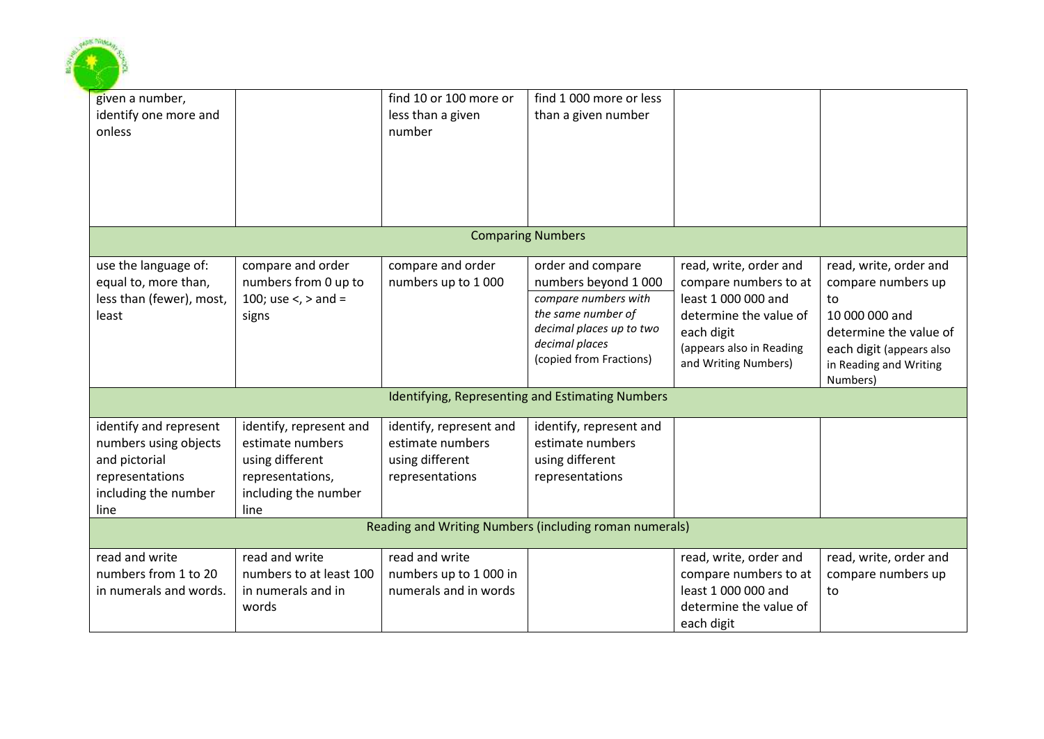| | | | | | |
|---|---|---|---|---|---|
| given a number, identify one more and onless | | find 10 or 100 more or less than a given number | find 1 000 more or less than a given number | | |
| Comparing Numbers | | | | | |
| use the language of: equal to, more than, less than (fewer), most, least | compare and order numbers from 0 up to 100; use <, > and = signs | compare and order numbers up to 1 000 | order and compare numbers beyond 1 000 *compare numbers with the same number of decimal places up to two decimal places* (copied from Fractions) | read, write, order and compare numbers to at least 1 000 000 and determine the value of each digit (appears also in Reading and Writing Numbers) | read, write, order and compare numbers up to 10 000 000 and determine the value of each digit (appears also in Reading and Writing Numbers) |
| Identifying, Representing and Estimating Numbers | | | | | |
| identify and represent numbers using objects and pictorial representations including the number line | identify, represent and estimate numbers using different representations, including the number line | identify, represent and estimate numbers using different representations | identify, represent and estimate numbers using different representations | | |
| Reading and Writing Numbers (including roman numerals) | | | | | |
| read and write numbers from 1 to 20 in numerals and words. | read and write numbers to at least 100 in numerals and in words | read and write numbers up to 1 000 in numerals and in words | | read, write, order and compare numbers to at least 1 000 000 and determine the value of each digit | read, write, order and compare numbers up to |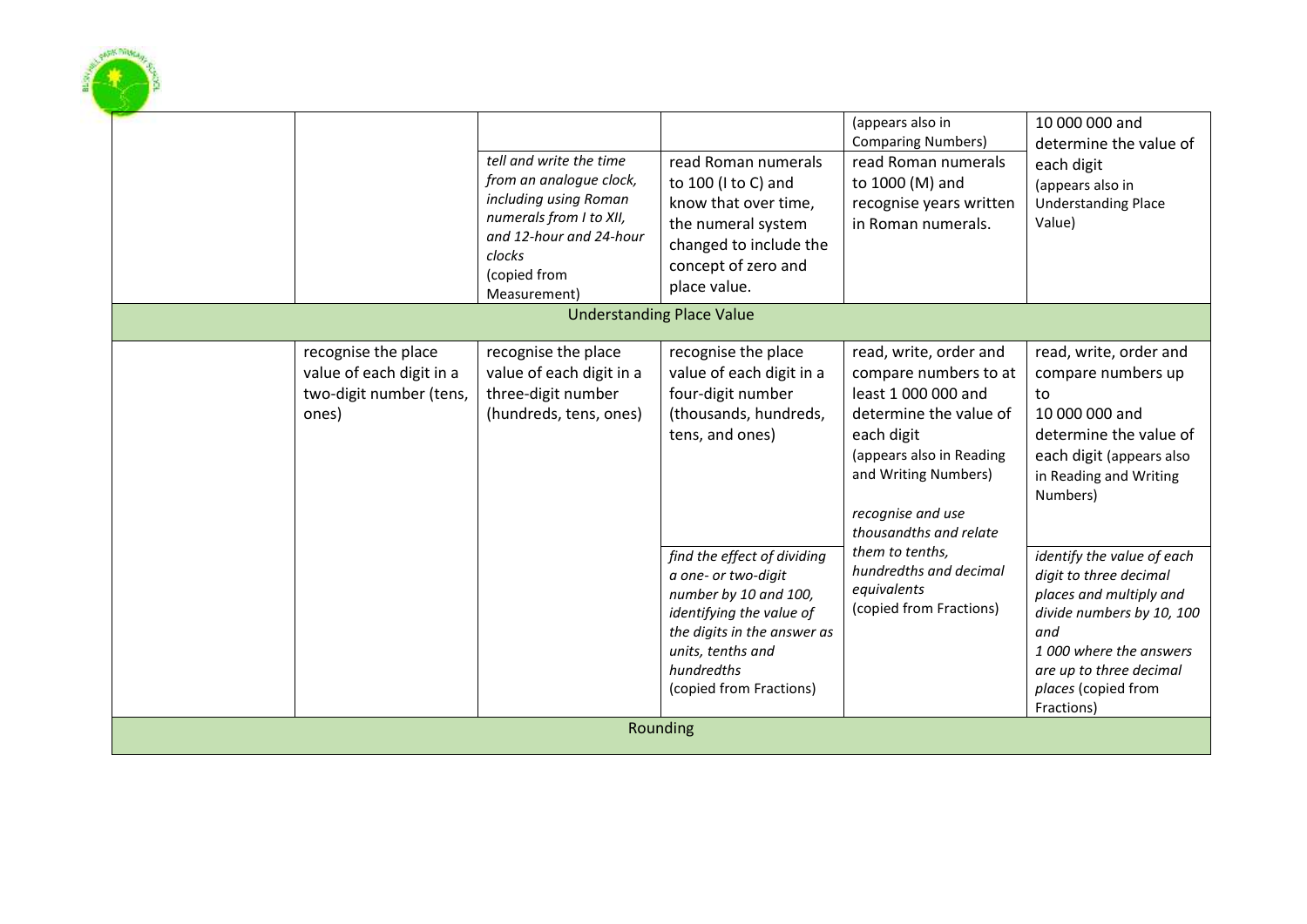| | | | | | |
|---|---|---|---|---|---|
| | | *tell and write the time from an analogue clock, including using Roman numerals from I to XII, and 12-hour and 24-hour clocks* (copied from Measurement) | read Roman numerals to 100 (I to C) and know that over time, the numeral system changed to include the concept of zero and place value. | (appears also in Comparing Numbers) read Roman numerals to 1000 (M) and recognise years written in Roman numerals. | 10 000 000 and determine the value of each digit (appears also in Understanding Place Value) |
| Understanding Place Value | | | | | |
| | recognise the place value of each digit in a two-digit number (tens, ones) | recognise the place value of each digit in a three-digit number (hundreds, tens, ones) | recognise the place value of each digit in a four-digit number (thousands, hundreds, tens, and ones) | read, write, order and compare numbers to at least 1 000 000 and determine the value of each digit (appears also in Reading and Writing Numbers) | read, write, order and compare numbers up to 10 000 000 and determine the value of each digit (appears also in Reading and Writing Numbers) |
| | | | *find the effect of dividing a one- or two-digit number by 10 and 100, identifying the value of the digits in the answer as units, tenths and hundredths* (copied from Fractions) | *recognise and use thousandths and relate them to tenths, hundredths and decimal equivalents* (copied from Fractions) | *identify the value of each digit to three decimal places and multiply and divide numbers by 10, 100 and 1 000 where the answers are up to three decimal places* (copied from Fractions) |
| Rounding | | | | | |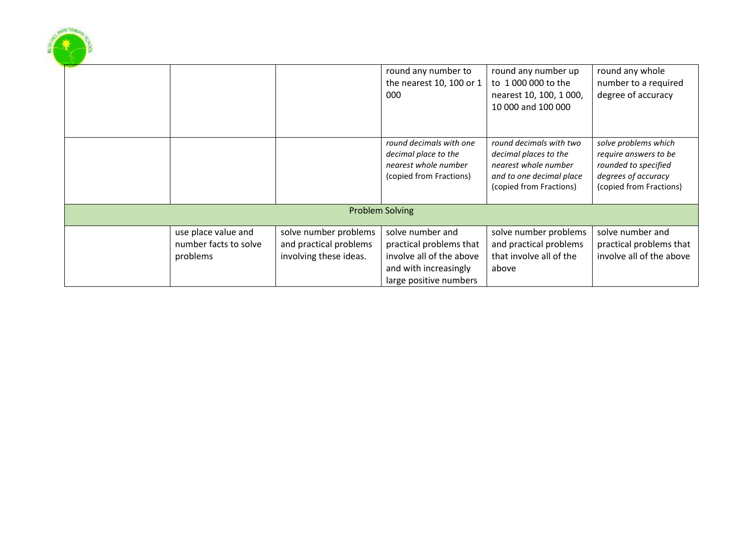| | | | | | |
|---|---|---|---|---|---|
| | | | round any number to the nearest 10, 100 or 1 000 | round any number up to 1 000 000 to the nearest 10, 100, 1 000, 10 000 and 100 000 | round any whole number to a required degree of accuracy |
| | | | *round decimals with one decimal place to the nearest whole number* (copied from Fractions) | *round decimals with two decimal places to the nearest whole number and to one decimal place* (copied from Fractions) | *solve problems which require answers to be rounded to specified degrees of accuracy* (copied from Fractions) |
| Problem Solving | | | | | |
| | use place value and number facts to solve problems | solve number problems and practical problems involving these ideas. | solve number and practical problems that involve all of the above and with increasingly large positive numbers | solve number problems and practical problems that involve all of the above | solve number and practical problems that involve all of the above |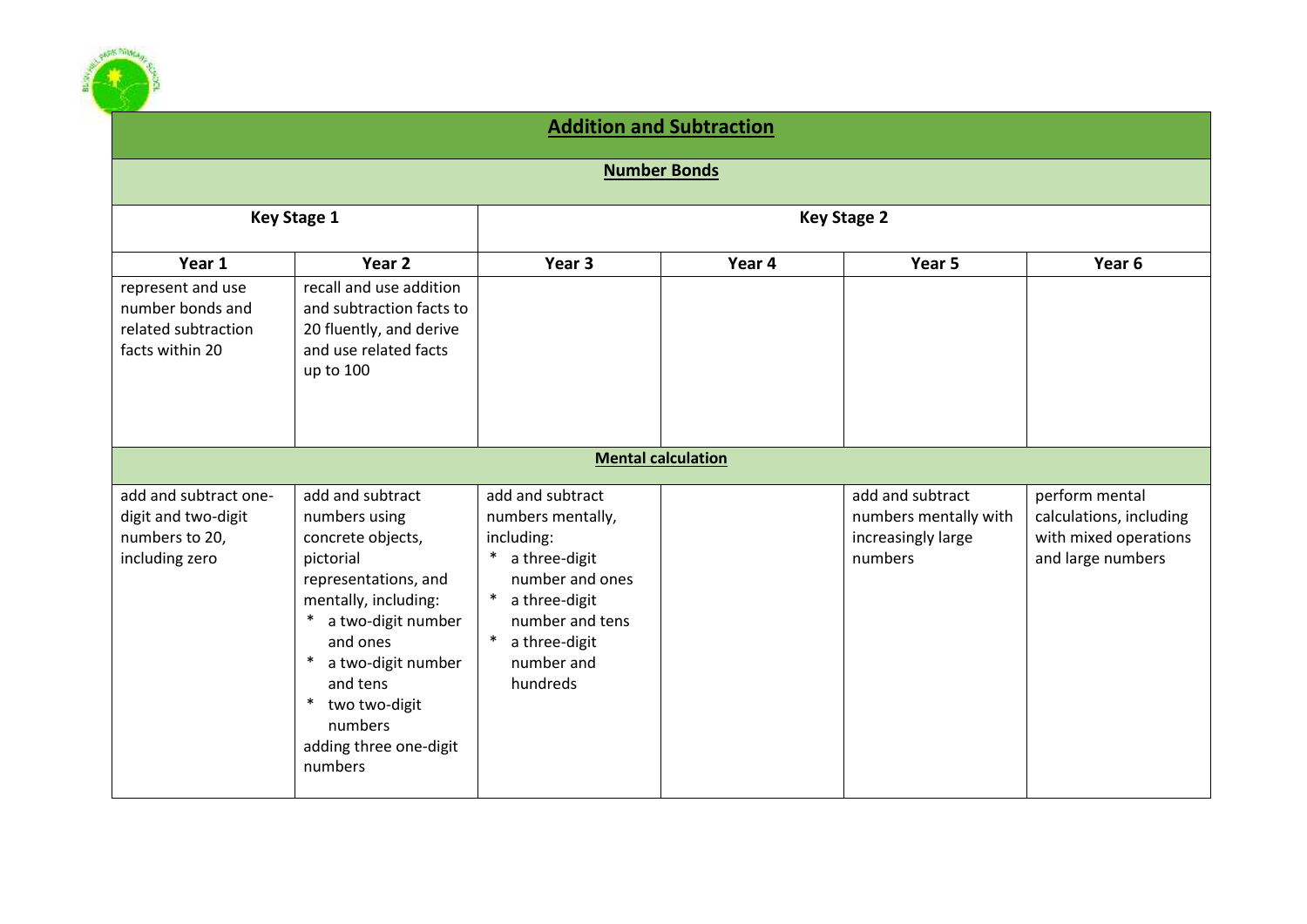| Addition and Subtraction | | | | | |
|---|---|---|---|---|---|
| **Number Bonds** | | | | | |
| **Key Stage 1** | | **Key Stage 2** | | | |
| **Year 1** | **Year 2** | **Year 3** | **Year 4** | **Year 5** | **Year 6** |
| represent and use number bonds and related subtraction facts within 20 | recall and use addition and subtraction facts to 20 fluently, and derive and use related facts up to 100 | | | | |
| **Mental calculation** | | | | | |
| add and subtract one-digit and two-digit numbers to 20, including zero | add and subtract numbers using concrete objects, pictorial representations, and mentally, including:<br>* a two-digit number and ones<br>* a two-digit number and tens<br>* two two-digit numbers<br>adding three one-digit numbers | add and subtract numbers mentally, including:<br>* a three-digit number and ones<br>* a three-digit number and tens<br>* a three-digit number and hundreds | | add and subtract numbers mentally with increasingly large numbers | perform mental calculations, including with mixed operations and large numbers |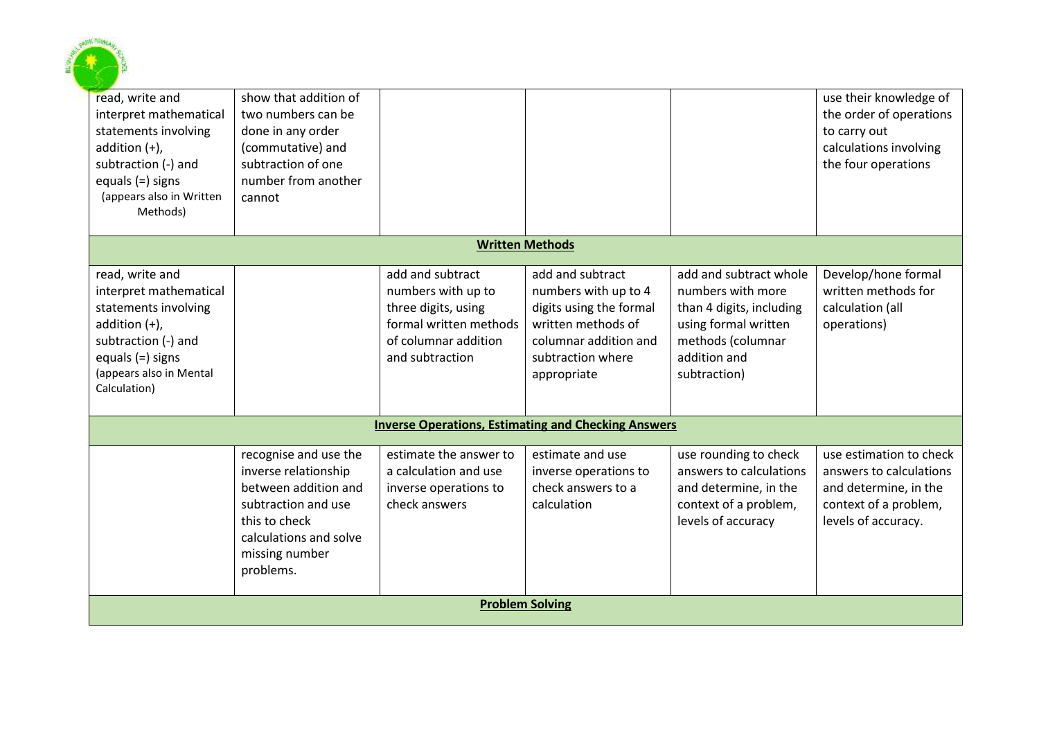| | | | | | |
|---|---|---|---|---|---|
| read, write and interpret mathematical statements involving addition (+), subtraction (-) and equals (=) signs (appears also in Written Methods) | show that addition of two numbers can be done in any order (commutative) and subtraction of one number from another cannot | | | | use their knowledge of the order of operations to carry out calculations involving the four operations |
| **Written Methods** | | | | | |
| read, write and interpret mathematical statements involving addition (+), subtraction (-) and equals (=) signs (appears also in Mental Calculation) | | add and subtract numbers with up to three digits, using formal written methods of columnar addition and subtraction | add and subtract numbers with up to 4 digits using the formal written methods of columnar addition and subtraction where appropriate | add and subtract whole numbers with more than 4 digits, including using formal written methods (columnar addition and subtraction) | Develop/hone formal written methods for calculation (all operations) |
| **Inverse Operations, Estimating and Checking Answers** | | | | | |
| | recognise and use the inverse relationship between addition and subtraction and use this to check calculations and solve missing number problems. | estimate the answer to a calculation and use inverse operations to check answers | estimate and use inverse operations to check answers to a calculation | use rounding to check answers to calculations and determine, in the context of a problem, levels of accuracy | use estimation to check answers to calculations and determine, in the context of a problem, levels of accuracy. |
| **Problem Solving** | | | | | |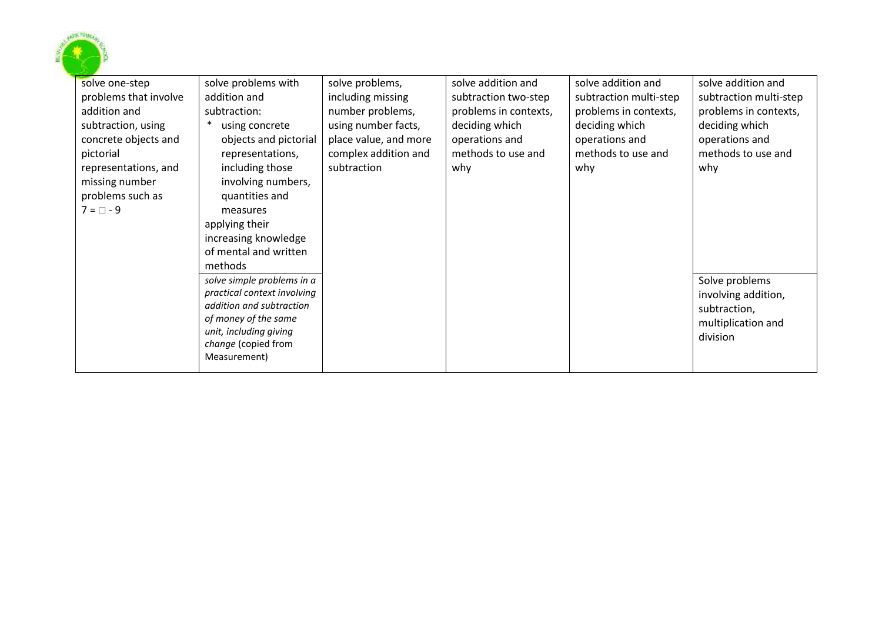| | | | | | |
|---|---|---|---|---|---|
| solve one-step problems that involve addition and subtraction, using concrete objects and pictorial representations, and missing number problems such as 7 = □ - 9 | solve problems with addition and subtraction:<br>* using concrete objects and pictorial representations, including those involving numbers, quantities and measures<br>applying their increasing knowledge of mental and written methods | solve problems, including missing number problems, using number facts, place value, and more complex addition and subtraction | solve addition and subtraction two-step problems in contexts, deciding which operations and methods to use and why | solve addition and subtraction multi-step problems in contexts, deciding which operations and methods to use and why | solve addition and subtraction multi-step problems in contexts, deciding which operations and methods to use and why |
| | *solve simple problems in a practical context involving addition and subtraction of money of the same unit, including giving change* (copied from Measurement) | | | | Solve problems involving addition, subtraction, multiplication and division |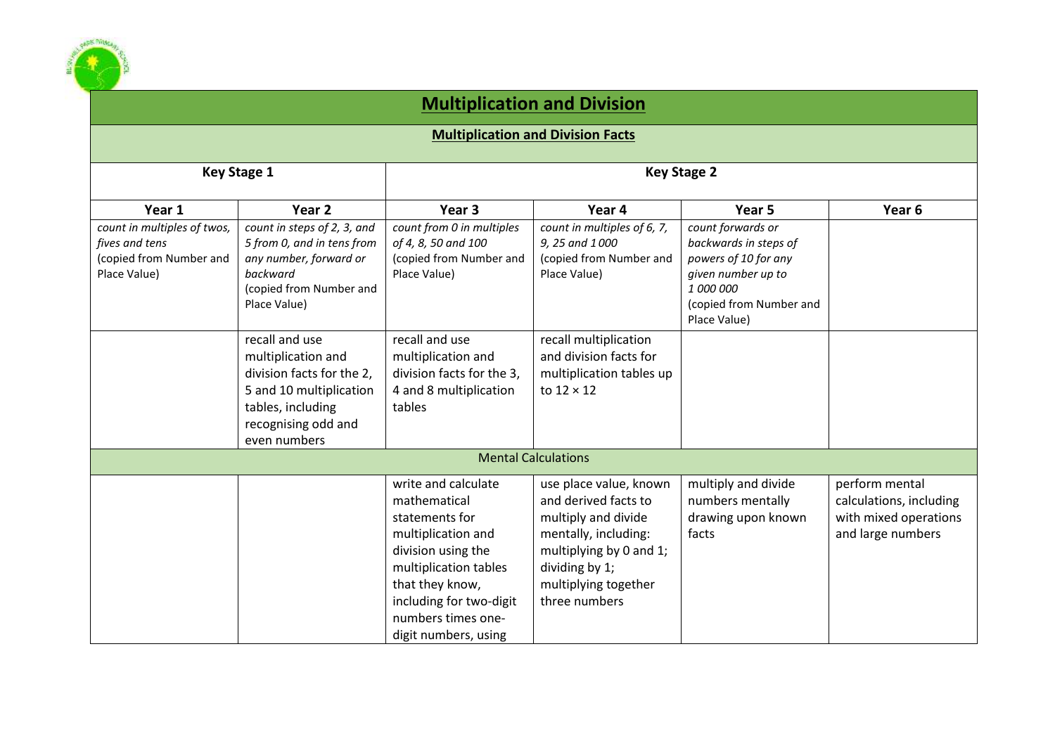# Multiplication and Division

## Multiplication and Division Facts

| Key Stage 1 | | Key Stage 2 | | | |
|---|---|---|---|---|---|
| **Year 1** | **Year 2** | **Year 3** | **Year 4** | **Year 5** | **Year 6** |
| *count in multiples of twos, fives and tens* (copied from Number and Place Value) | *count in steps of 2, 3, and 5 from 0, and in tens from any number, forward or backward* (copied from Number and Place Value) | *count from 0 in multiples of 4, 8, 50 and 100* (copied from Number and Place Value) | *count in multiples of 6, 7, 9, 25 and 1 000* (copied from Number and Place Value) | *count forwards or backwards in steps of powers of 10 for any given number up to 1 000 000* (copied from Number and Place Value) | |
| | recall and use multiplication and division facts for the 2, 5 and 10 multiplication tables, including recognising odd and even numbers | recall and use multiplication and division facts for the 3, 4 and 8 multiplication tables | recall multiplication and division facts for multiplication tables up to 12 × 12 | | |
| **Mental Calculations** | | | | | |
| | | write and calculate mathematical statements for multiplication and division using the multiplication tables that they know, including for two-digit numbers times one-digit numbers, using | use place value, known and derived facts to multiply and divide mentally, including: multiplying by 0 and 1; dividing by 1; multiplying together three numbers | multiply and divide numbers mentally drawing upon known facts | perform mental calculations, including with mixed operations and large numbers |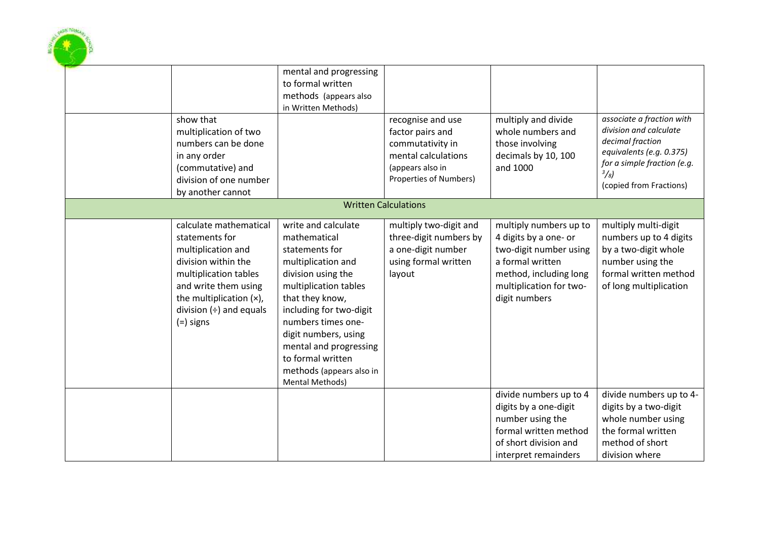| | | | | | |
|---|---|---|---|---|---|
| | | mental and progressing to formal written methods (appears also in Written Methods) | | | |
| | show that multiplication of two numbers can be done in any order (commutative) and division of one number by another cannot | | recognise and use factor pairs and commutativity in mental calculations (appears also in Properties of Numbers) | multiply and divide whole numbers and those involving decimals by 10, 100 and 1000 | *associate a fraction with division and calculate decimal fraction equivalents (e.g. 0.375) for a simple fraction (e.g.* $^3/_8$*)* (copied from Fractions) |
| Written Calculations | | | | | |
| | calculate mathematical statements for multiplication and division within the multiplication tables and write them using the multiplication (×), division (÷) and equals (=) signs | write and calculate mathematical statements for multiplication and division using the multiplication tables that they know, including for two-digit numbers times one-digit numbers, using mental and progressing to formal written methods (appears also in Mental Methods) | multiply two-digit and three-digit numbers by a one-digit number using formal written layout | multiply numbers up to 4 digits by a one- or two-digit number using a formal written method, including long multiplication for two-digit numbers | multiply multi-digit numbers up to 4 digits by a two-digit whole number using the formal written method of long multiplication |
| | | | | divide numbers up to 4 digits by a one-digit number using the formal written method of short division and interpret remainders | divide numbers up to 4-digits by a two-digit whole number using the formal written method of short division where |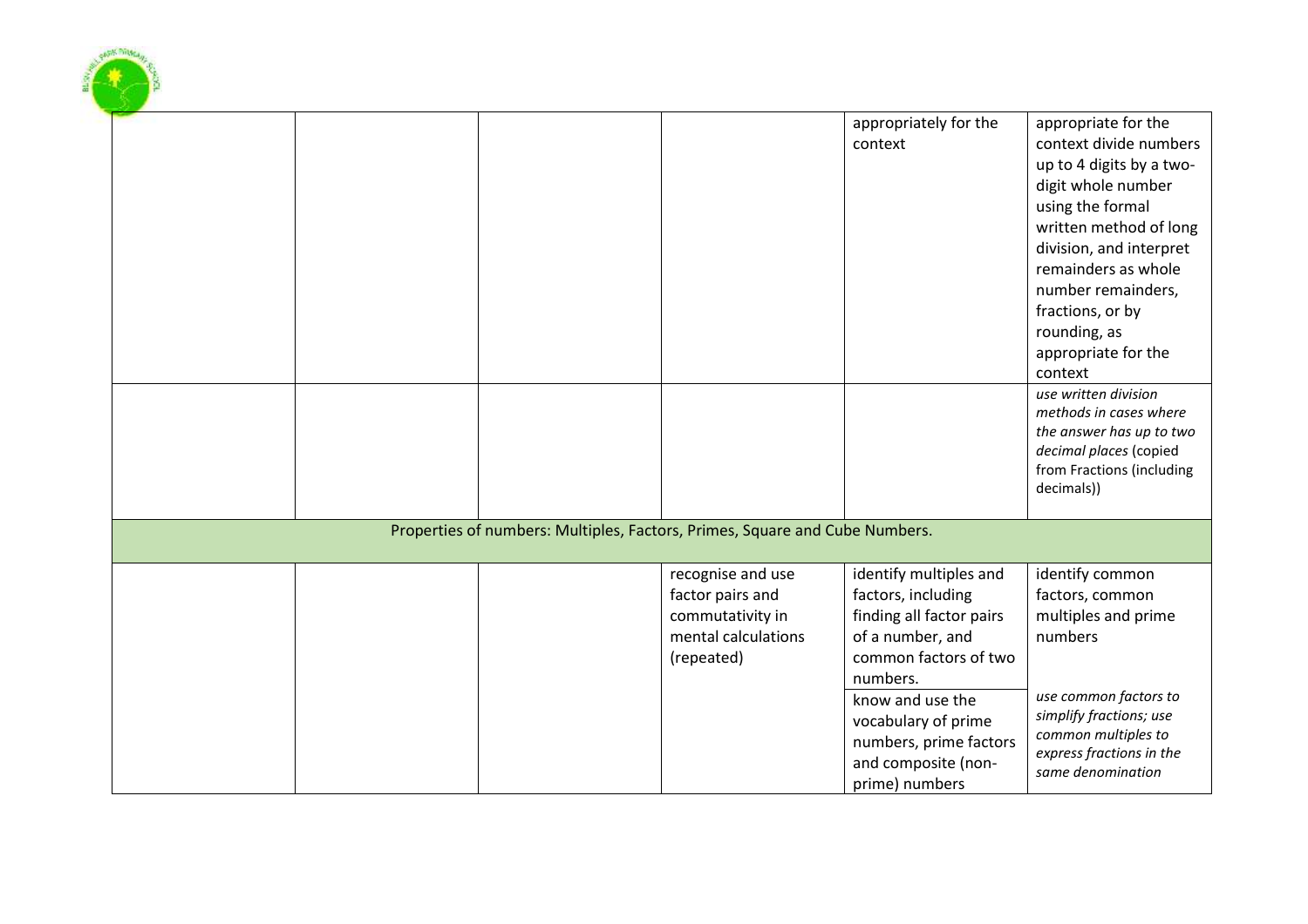| | | | | | |
|---|---|---|---|---|---|
| | | | | appropriately for the context | appropriate for the context divide numbers up to 4 digits by a two-digit whole number using the formal written method of long division, and interpret remainders as whole number remainders, fractions, or by rounding, as appropriate for the context |
| | | | | | *use written division methods in cases where the answer has up to two decimal places* (copied from Fractions (including decimals)) |
| Properties of numbers: Multiples, Factors, Primes, Square and Cube Numbers. | | | | | |
| | | | recognise and use factor pairs and commutativity in mental calculations (repeated) | identify multiples and factors, including finding all factor pairs of a number, and common factors of two numbers. | identify common factors, common multiples and prime numbers |
| | | | | know and use the vocabulary of prime numbers, prime factors and composite (non-prime) numbers | *use common factors to simplify fractions; use common multiples to express fractions in the same denomination* |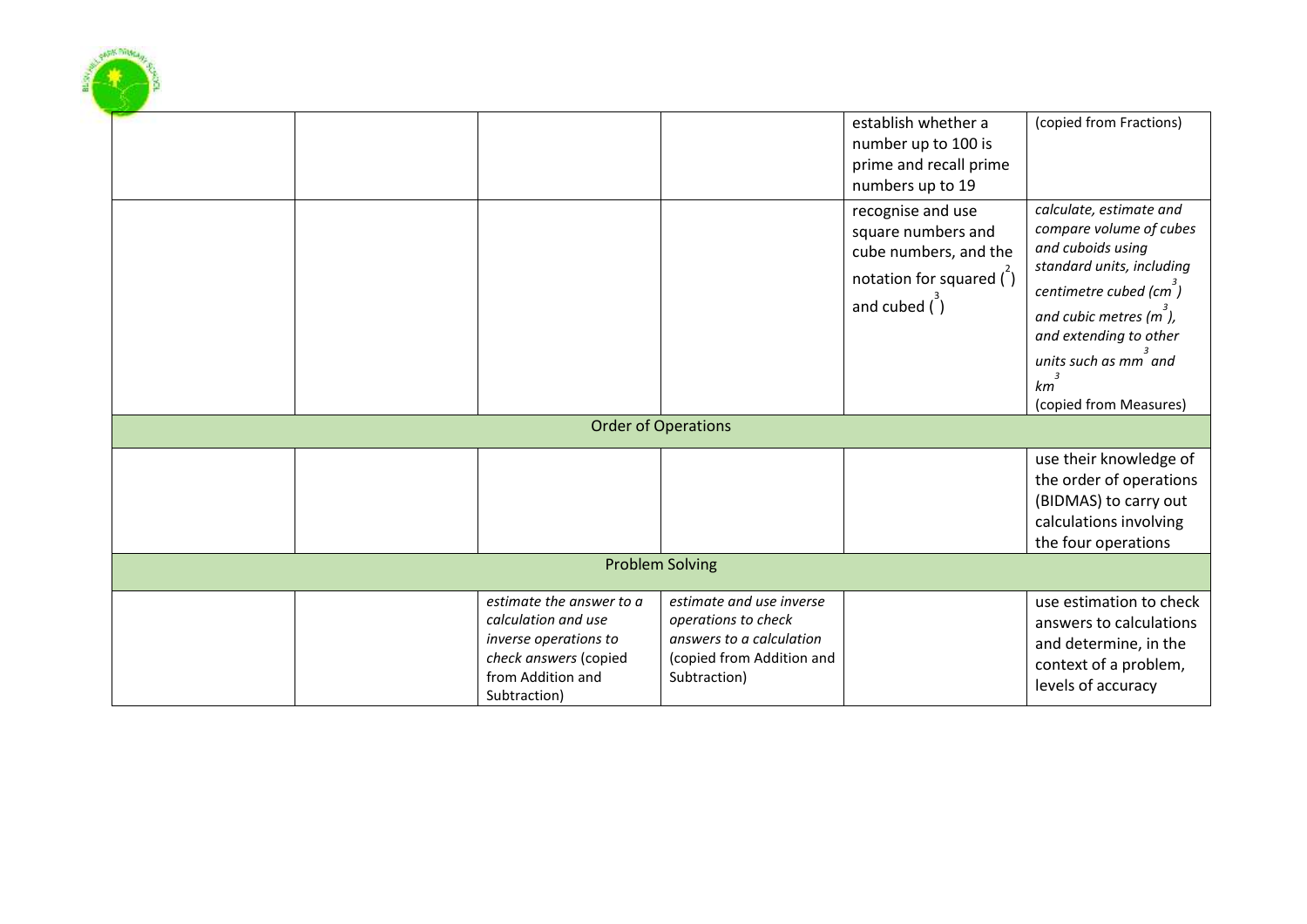| | | | | | |
|---|---|---|---|---|---|
| | | | | establish whether a number up to 100 is prime and recall prime numbers up to 19 | (copied from Fractions) |
| | | | | recognise and use square numbers and cube numbers, and the notation for squared ($^2$) and cubed ($^3$) | *calculate, estimate and compare volume of cubes and cuboids using standard units, including centimetre cubed ($cm^3$) and cubic metres ($m^3$), and extending to other units such as $mm^3$ and $km^3$* (copied from Measures) |
| Order of Operations | | | | | |
| | | | | | use their knowledge of the order of operations (BIDMAS) to carry out calculations involving the four operations |
| Problem Solving | | | | | |
| | | *estimate the answer to a calculation and use inverse operations to check answers* (copied from Addition and Subtraction) | *estimate and use inverse operations to check answers to a calculation* (copied from Addition and Subtraction) | | use estimation to check answers to calculations and determine, in the context of a problem, levels of accuracy |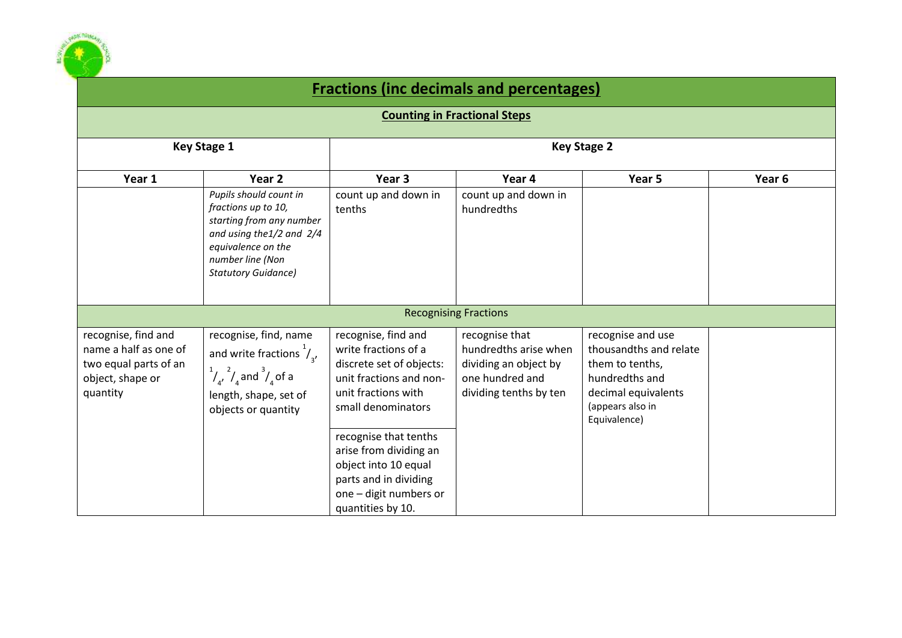# Fractions (inc decimals and percentages)

## Counting in Fractional Steps

| Key Stage 1 | | Key Stage 2 | | | |
|---|---|---|---|---|---|
| **Year 1** | **Year 2** | **Year 3** | **Year 4** | **Year 5** | **Year 6** |
| | *Pupils should count in fractions up to 10, starting from any number and using the1/2 and 2/4 equivalence on the number line (Non Statutory Guidance)* | count up and down in tenths | count up and down in hundredths | | |
| **Recognising Fractions** | | | | | |
| recognise, find and name a half as one of two equal parts of an object, shape or quantity | recognise, find, name and write fractions $^1/_3$, $^1/_4$, $^2/_4$ and $^3/_4$ of a length, shape, set of objects or quantity | recognise, find and write fractions of a discrete set of objects: unit fractions and non-unit fractions with small denominators<br><br>recognise that tenths arise from dividing an object into 10 equal parts and in dividing one – digit numbers or quantities by 10. | recognise that hundredths arise when dividing an object by one hundred and dividing tenths by ten | recognise and use thousandths and relate them to tenths, hundredths and decimal equivalents (appears also in Equivalence) | |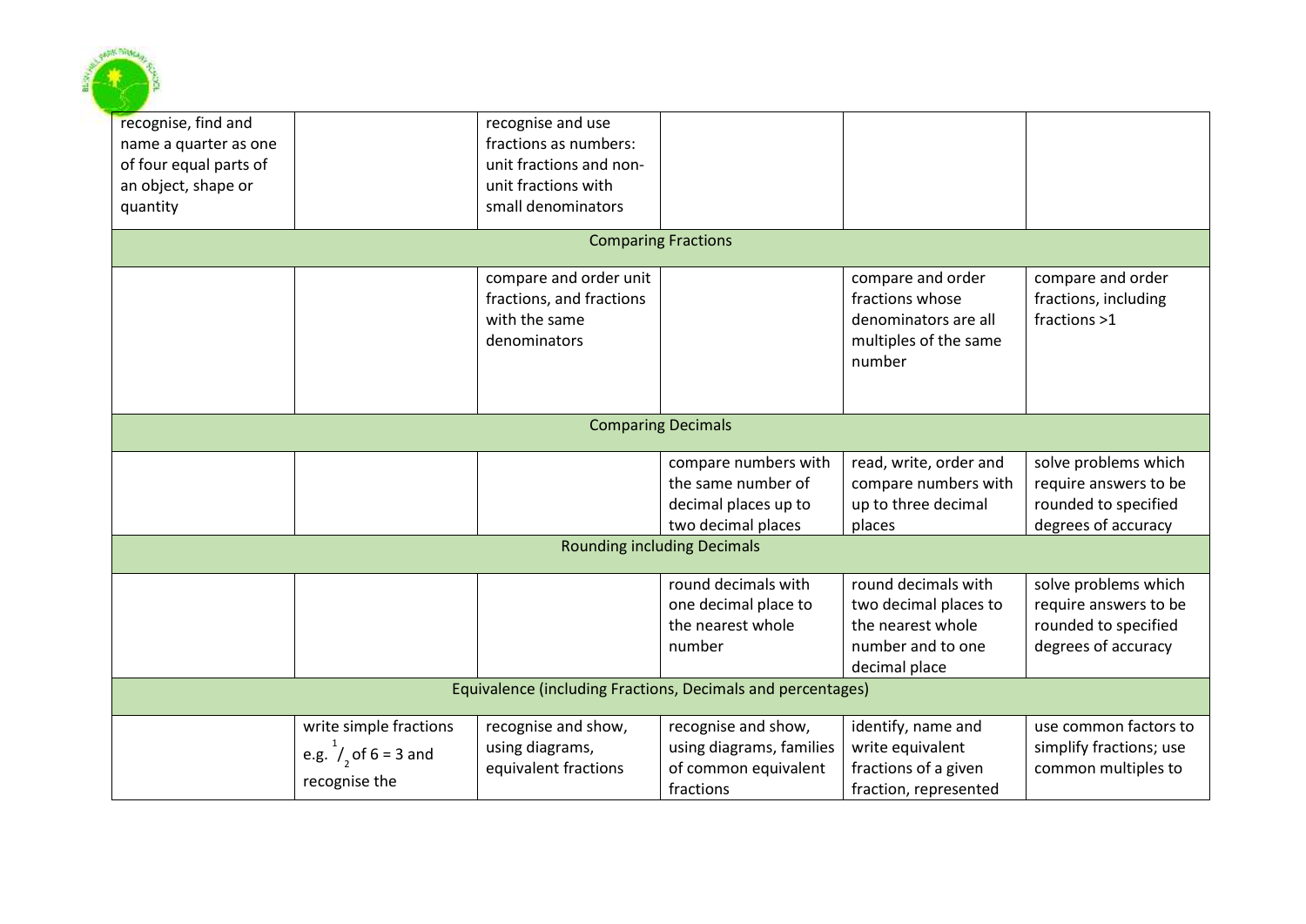| | | | | | |
|---|---|---|---|---|---|
| recognise, find and name a quarter as one of four equal parts of an object, shape or quantity | | recognise and use fractions as numbers: unit fractions and non-unit fractions with small denominators | | | |
| Comparing Fractions | | | | | |
| | | compare and order unit fractions, and fractions with the same denominators | | compare and order fractions whose denominators are all multiples of the same number | compare and order fractions, including fractions >1 |
| Comparing Decimals | | | | | |
| | | | compare numbers with the same number of decimal places up to two decimal places | read, write, order and compare numbers with up to three decimal places | solve problems which require answers to be rounded to specified degrees of accuracy |
| Rounding including Decimals | | | | | |
| | | | round decimals with one decimal place to the nearest whole number | round decimals with two decimal places to the nearest whole number and to one decimal place | solve problems which require answers to be rounded to specified degrees of accuracy |
| Equivalence (including Fractions, Decimals and percentages) | | | | | |
| | write simple fractions e.g. $^1/_2$ of 6 = 3 and recognise the | recognise and show, using diagrams, equivalent fractions | recognise and show, using diagrams, families of common equivalent fractions | identify, name and write equivalent fractions of a given fraction, represented | use common factors to simplify fractions; use common multiples to |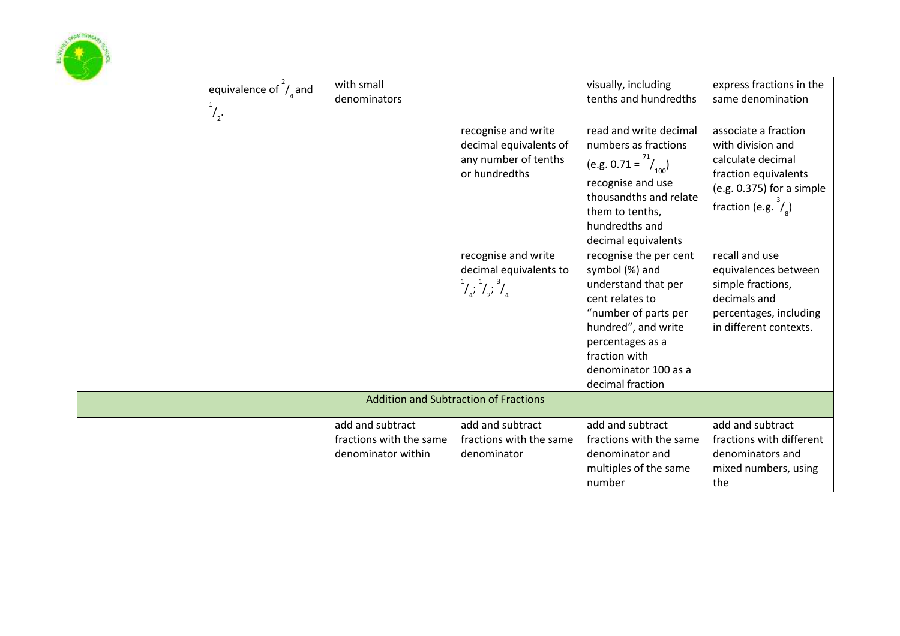| | | | | | |
|---|---|---|---|---|---|
| | equivalence of $^{2}/_{4}$ and $^{1}/_{2}$. | with small denominators | | visually, including tenths and hundredths | express fractions in the same denomination |
| | | | recognise and write decimal equivalents of any number of tenths or hundredths | read and write decimal numbers as fractions (e.g. $0.71 = {}^{71}/_{100}$) recognise and use thousandths and relate them to tenths, hundredths and decimal equivalents | associate a fraction with division and calculate decimal fraction equivalents (e.g. 0.375) for a simple fraction (e.g. $^{3}/_{8}$) |
| | | | recognise and write decimal equivalents to $^{1}/_{4}$; $^{1}/_{2}$; $^{3}/_{4}$ | recognise the per cent symbol (%) and understand that per cent relates to "number of parts per hundred", and write percentages as a fraction with denominator 100 as a decimal fraction | recall and use equivalences between simple fractions, decimals and percentages, including in different contexts. |
| Addition and Subtraction of Fractions | | | | | |
| | | add and subtract fractions with the same denominator within | add and subtract fractions with the same denominator | add and subtract fractions with the same denominator and multiples of the same number | add and subtract fractions with different denominators and mixed numbers, using the |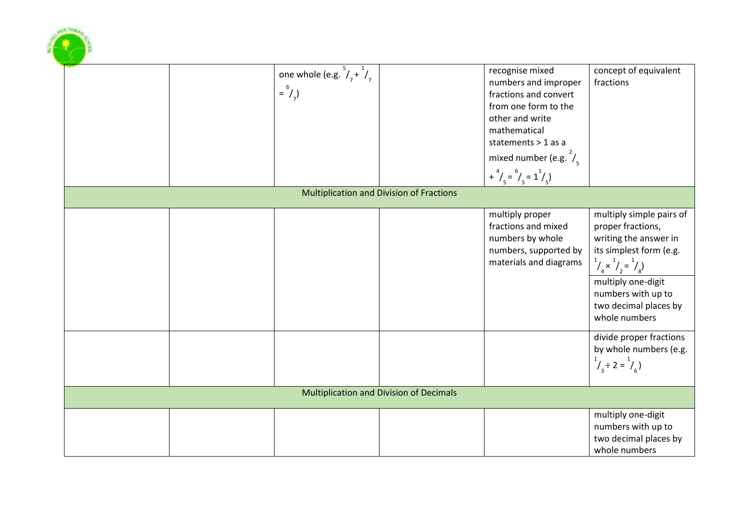| | | | | | |
|---|---|---|---|---|---|
| | | one whole (e.g. $^5/_7 + ^1/_7 = ^6/_7$) | | recognise mixed numbers and improper fractions and convert from one form to the other and write mathematical statements > 1 as a mixed number (e.g. $^2/_5 + ^4/_5 = ^6/_5 = 1^1/_5$) | concept of equivalent fractions |
| Multiplication and Division of Fractions | | | | | |
| | | | | multiply proper fractions and mixed numbers by whole numbers, supported by materials and diagrams | multiply simple pairs of proper fractions, writing the answer in its simplest form (e.g. $^1/_4 \times ^1/_2 = ^1/_8$) |
| | | | | | multiply one-digit numbers with up to two decimal places by whole numbers |
| | | | | | divide proper fractions by whole numbers (e.g. $^1/_3 \div 2 = ^1/_6$) |
| Multiplication and Division of Decimals | | | | | |
| | | | | | multiply one-digit numbers with up to two decimal places by whole numbers |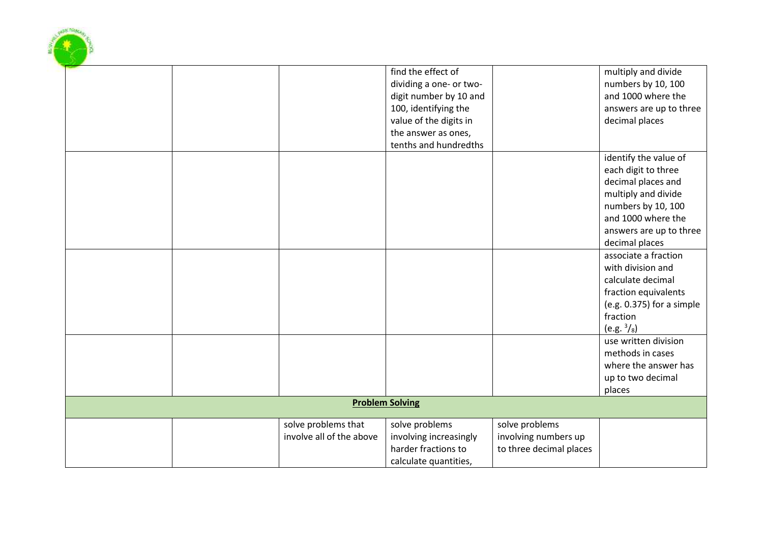| | | | | | |
|---|---|---|---|---|---|
| | | | find the effect of dividing a one- or two-digit number by 10 and 100, identifying the value of the digits in the answer as ones, tenths and hundredths | | multiply and divide numbers by 10, 100 and 1000 where the answers are up to three decimal places |
| | | | | | identify the value of each digit to three decimal places and multiply and divide numbers by 10, 100 and 1000 where the answers are up to three decimal places |
| | | | | | associate a fraction with division and calculate decimal fraction equivalents (e.g. 0.375) for a simple fraction (e.g. $^3/_8$) |
| | | | | | use written division methods in cases where the answer has up to two decimal places |
| **Problem Solving** | | | | | |
| | | solve problems that involve all of the above | solve problems involving increasingly harder fractions to calculate quantities, | solve problems involving numbers up to three decimal places | |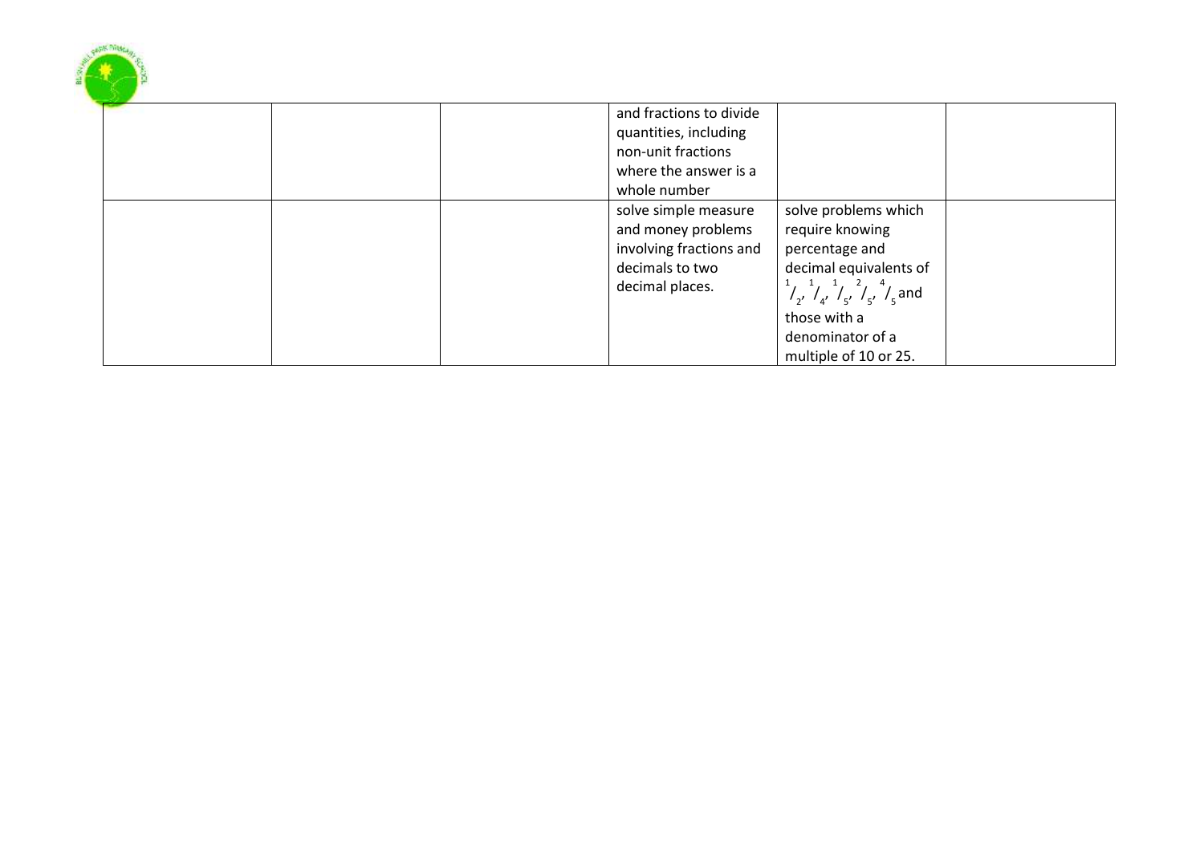|  |  |  |  |  |  |
|---|---|---|---|---|---|
|  |  |  | and fractions to divide quantities, including non-unit fractions where the answer is a whole number |  |  |
|  |  |  | solve simple measure and money problems involving fractions and decimals to two decimal places. | solve problems which require knowing percentage and decimal equivalents of $^1/_2$, $^1/_4$, $^1/_5$, $^2/_5$, $^4/_5$ and those with a denominator of a multiple of 10 or 25. |  |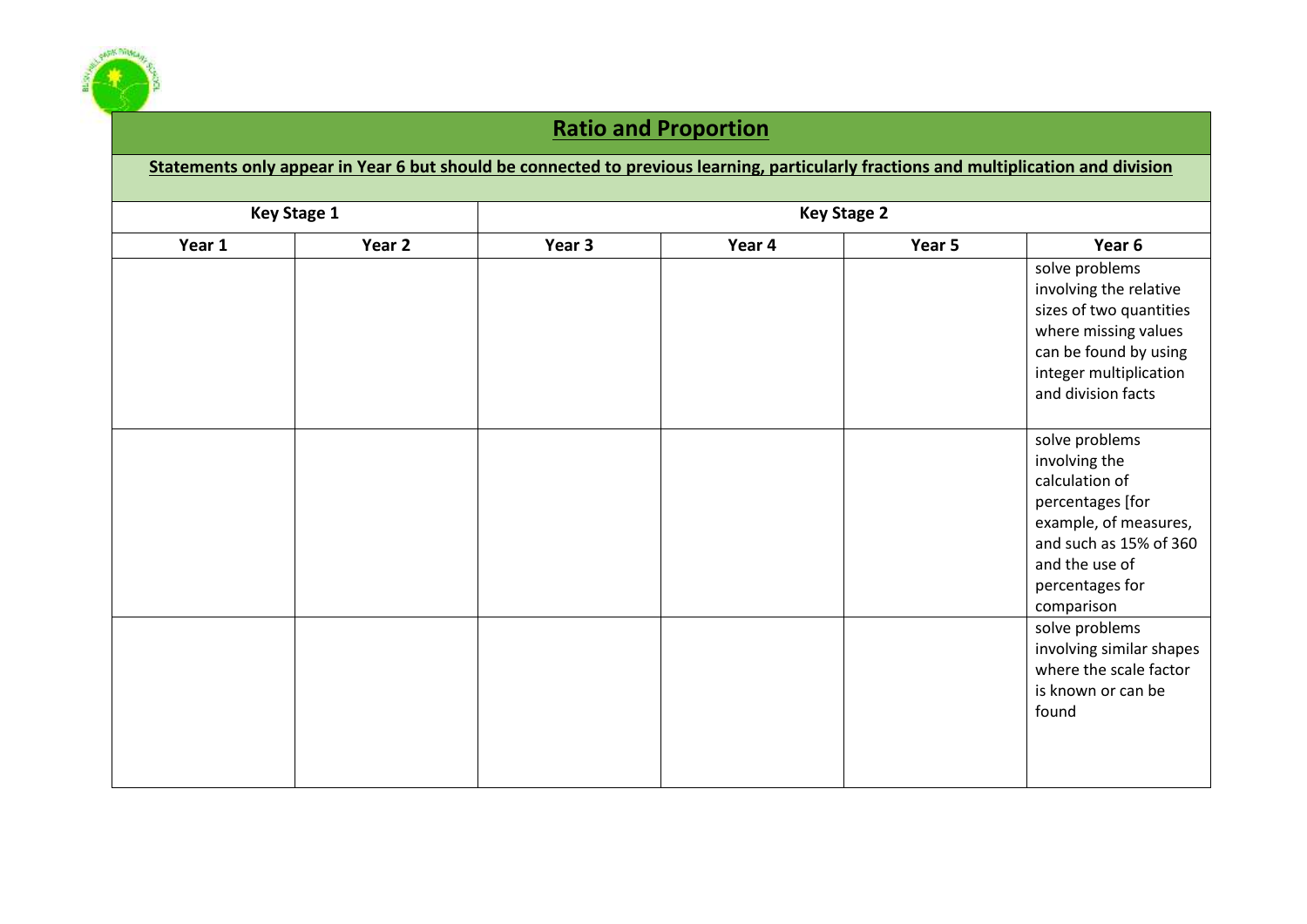# Ratio and Proportion

**Statements only appear in Year 6 but should be connected to previous learning, particularly fractions and multiplication and division**

| Key Stage 1 | | Key Stage 2 | | | |
|---|---|---|---|---|---|
| **Year 1** | **Year 2** | **Year 3** | **Year 4** | **Year 5** | **Year 6** |
| | | | | | solve problems involving the relative sizes of two quantities where missing values can be found by using integer multiplication and division facts |
| | | | | | solve problems involving the calculation of percentages [for example, of measures, and such as 15% of 360 and the use of percentages for comparison |
| | | | | | solve problems involving similar shapes where the scale factor is known or can be found |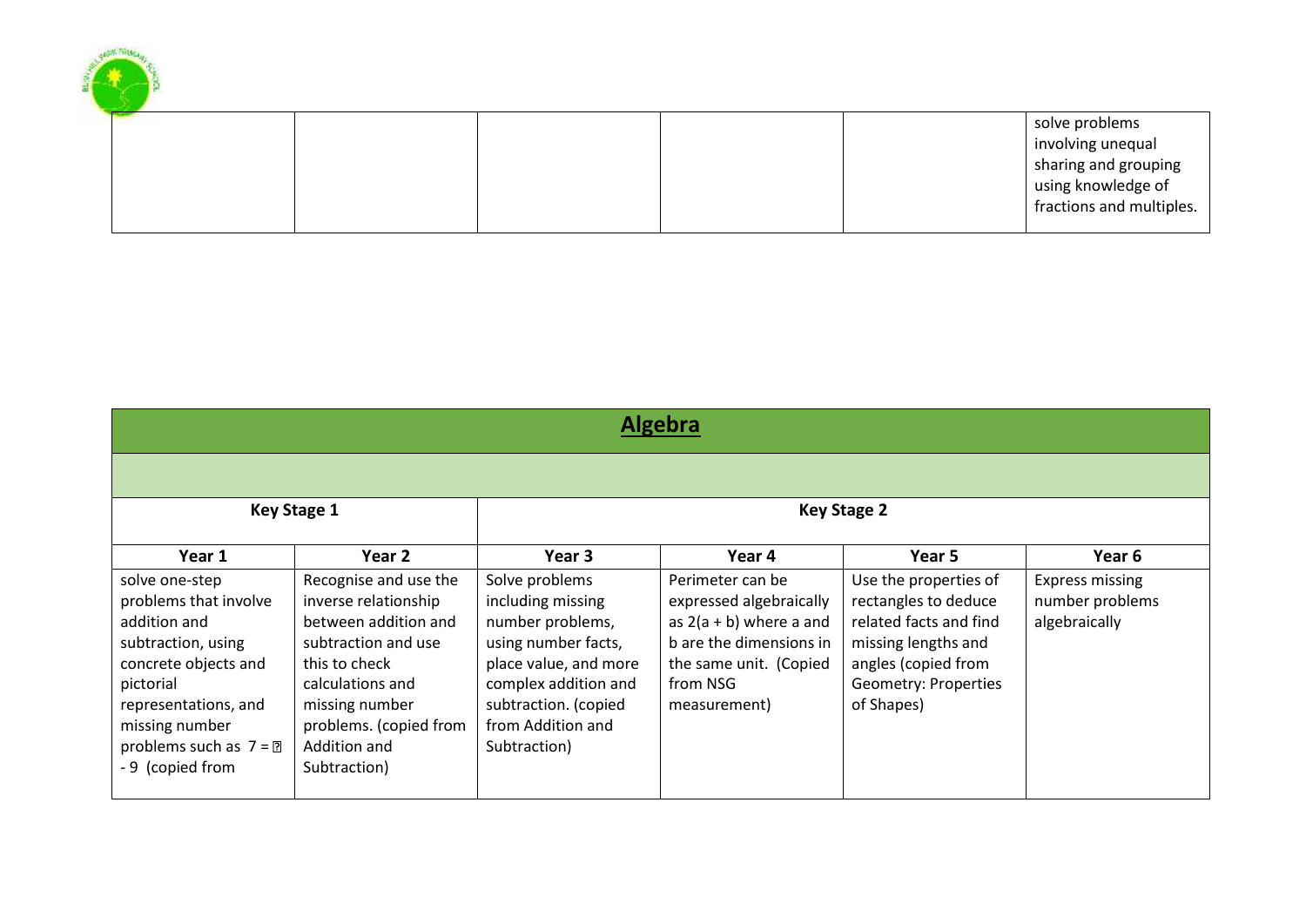| | | | | | |
|---|---|---|---|---|---|
| | | | | | solve problems involving unequal sharing and grouping using knowledge of fractions and multiples. |

## Algebra

| Key Stage 1 | | Key Stage 2 | | | |
|---|---|---|---|---|---|
| **Year 1** | **Year 2** | **Year 3** | **Year 4** | **Year 5** | **Year 6** |
| solve one-step problems that involve addition and subtraction, using concrete objects and pictorial representations, and missing number problems such as 7 = ? - 9 (copied from | Recognise and use the inverse relationship between addition and subtraction and use this to check calculations and missing number problems. (copied from Addition and Subtraction) | Solve problems including missing number problems, using number facts, place value, and more complex addition and subtraction. (copied from Addition and Subtraction) | Perimeter can be expressed algebraically as $2(a + b)$ where a and b are the dimensions in the same unit. (Copied from NSG measurement) | Use the properties of rectangles to deduce related facts and find missing lengths and angles (copied from Geometry: Properties of Shapes) | Express missing number problems algebraically |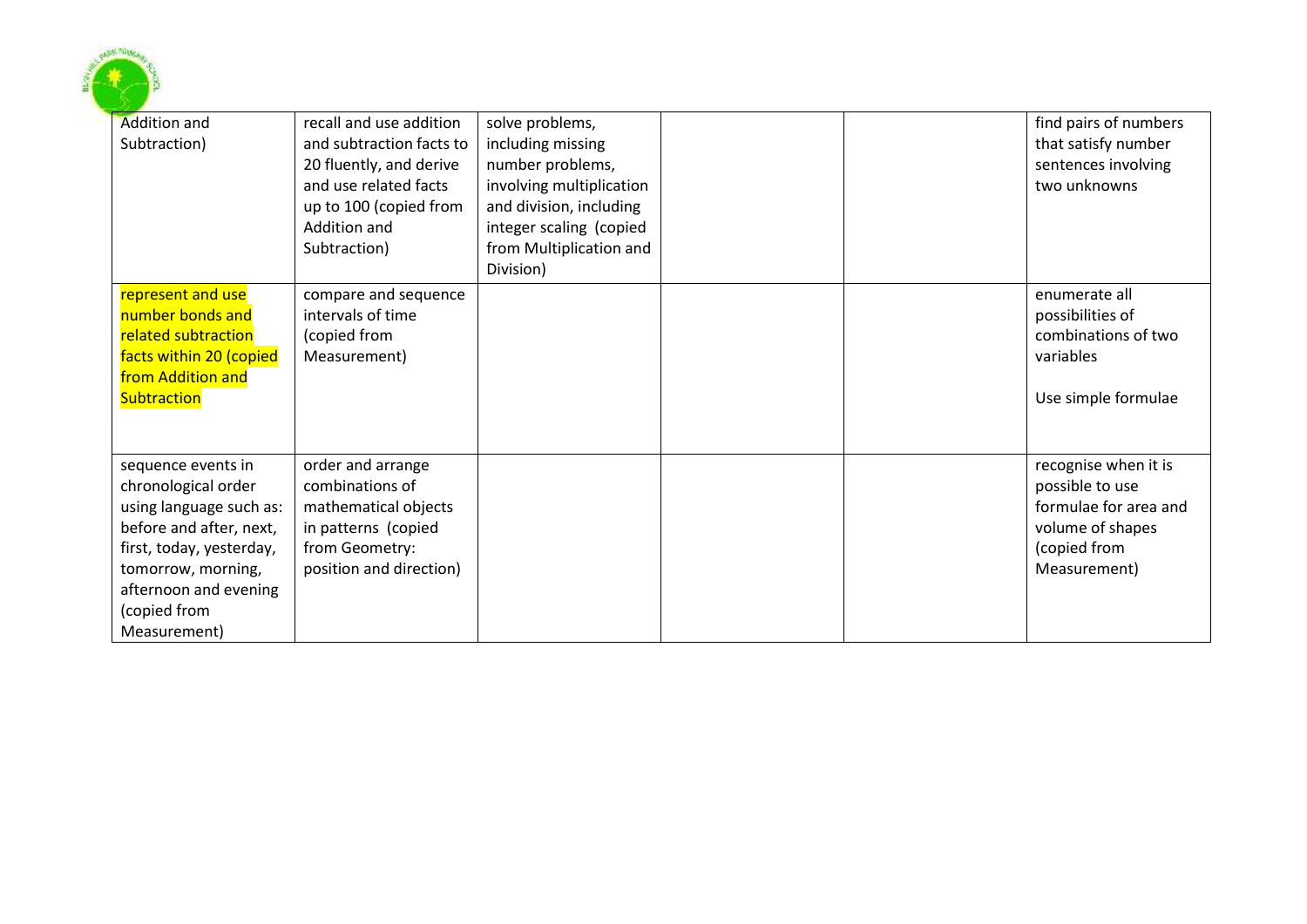| | | | | | |
|---|---|---|---|---|---|
| Addition and Subtraction) | recall and use addition and subtraction facts to 20 fluently, and derive and use related facts up to 100 (copied from Addition and Subtraction) | solve problems, including missing number problems, involving multiplication and division, including integer scaling (copied from Multiplication and Division) | | | find pairs of numbers that satisfy number sentences involving two unknowns |
| represent and use number bonds and related subtraction facts within 20 (copied from Addition and Subtraction | compare and sequence intervals of time (copied from Measurement) | | | | enumerate all possibilities of combinations of two variables<br><br>Use simple formulae |
| sequence events in chronological order using language such as: before and after, next, first, today, yesterday, tomorrow, morning, afternoon and evening (copied from Measurement) | order and arrange combinations of mathematical objects in patterns (copied from Geometry: position and direction) | | | | recognise when it is possible to use formulae for area and volume of shapes (copied from Measurement) |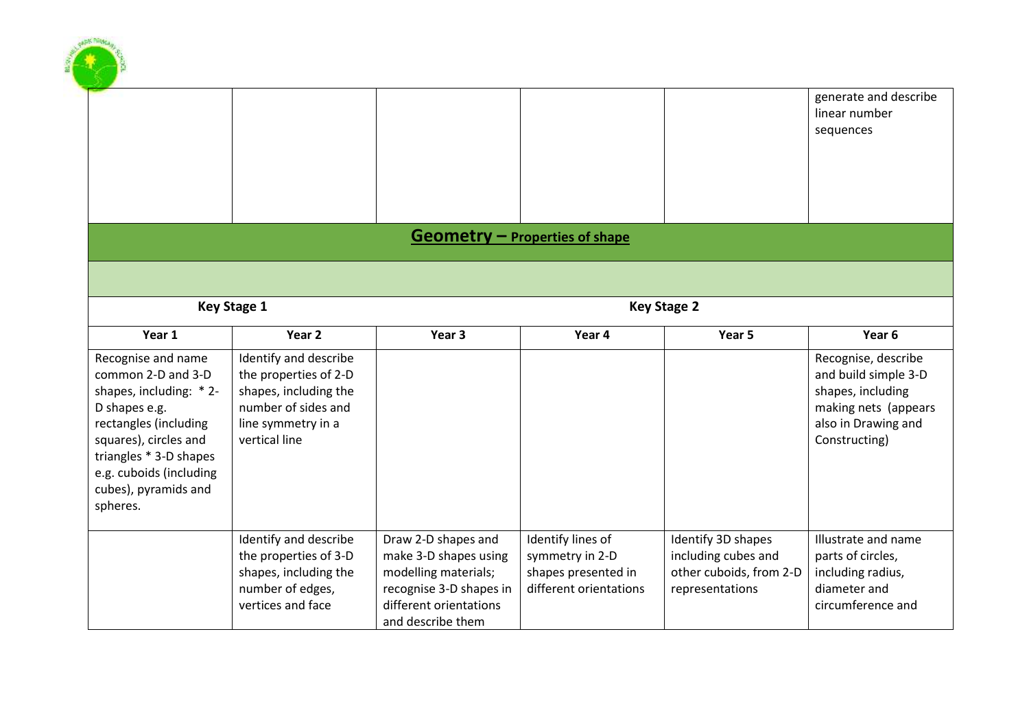| | | | | | generate and describe linear number sequences |
|---|---|---|---|---|---|

## Geometry – Properties of shape

| Key Stage 1 | | Key Stage 2 | | | |
|---|---|---|---|---|---|
| **Year 1** | **Year 2** | **Year 3** | **Year 4** | **Year 5** | **Year 6** |
| Recognise and name common 2-D and 3-D shapes, including: * 2-D shapes e.g. rectangles (including squares), circles and triangles * 3-D shapes e.g. cuboids (including cubes), pyramids and spheres. | Identify and describe the properties of 2-D shapes, including the number of sides and line symmetry in a vertical line | | | | Recognise, describe and build simple 3-D shapes, including making nets (appears also in Drawing and Constructing) |
| | Identify and describe the properties of 3-D shapes, including the number of edges, vertices and face | Draw 2-D shapes and make 3-D shapes using modelling materials; recognise 3-D shapes in different orientations and describe them | Identify lines of symmetry in 2-D shapes presented in different orientations | Identify 3D shapes including cubes and other cuboids, from 2-D representations | Illustrate and name parts of circles, including radius, diameter and circumference and |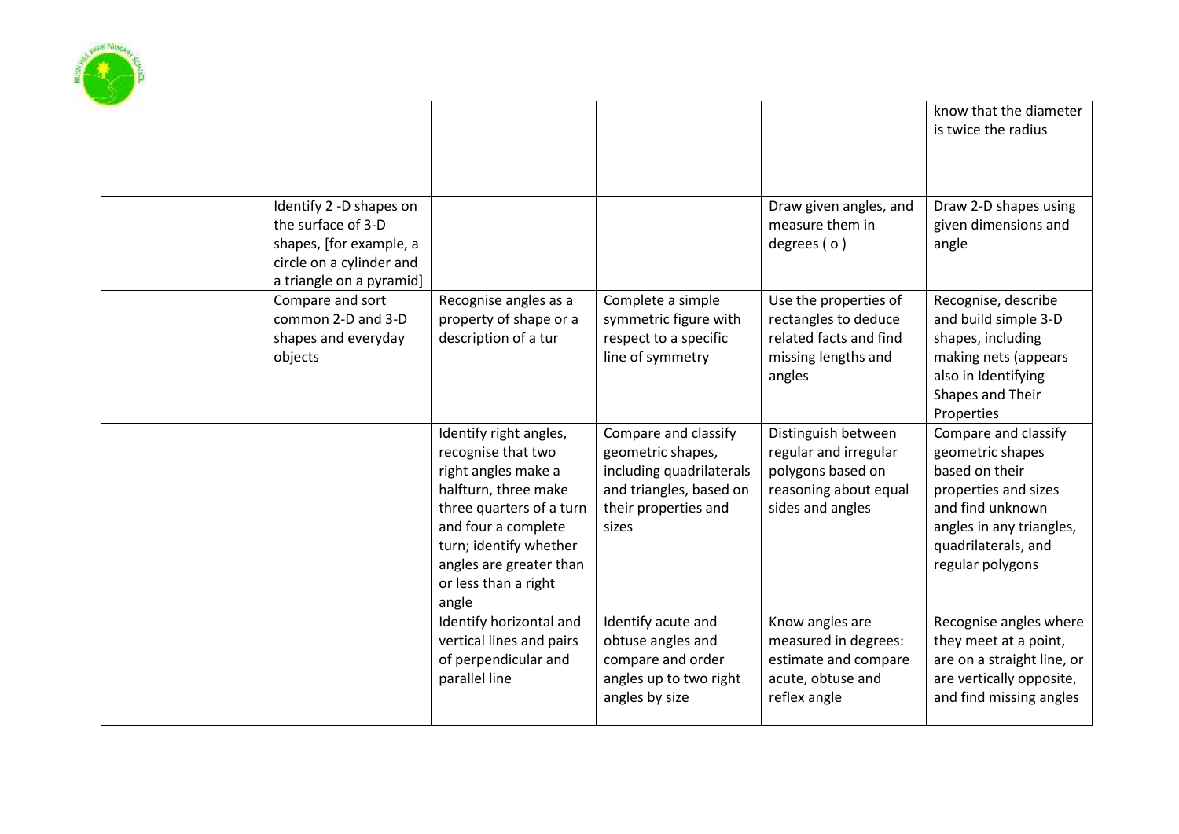| | | | | | |
|---|---|---|---|---|---|
| | | | | | know that the diameter is twice the radius |
| | Identify 2 -D shapes on the surface of 3-D shapes, [for example, a circle on a cylinder and a triangle on a pyramid] | | | Draw given angles, and measure them in degrees ( o ) | Draw 2-D shapes using given dimensions and angle |
| | Compare and sort common 2-D and 3-D shapes and everyday objects | Recognise angles as a property of shape or a description of a tur | Complete a simple symmetric figure with respect to a specific line of symmetry | Use the properties of rectangles to deduce related facts and find missing lengths and angles | Recognise, describe and build simple 3-D shapes, including making nets (appears also in Identifying Shapes and Their Properties |
| | | Identify right angles, recognise that two right angles make a halfturn, three make three quarters of a turn and four a complete turn; identify whether angles are greater than or less than a right angle | Compare and classify geometric shapes, including quadrilaterals and triangles, based on their properties and sizes | Distinguish between regular and irregular polygons based on reasoning about equal sides and angles | Compare and classify geometric shapes based on their properties and sizes and find unknown angles in any triangles, quadrilaterals, and regular polygons |
| | | Identify horizontal and vertical lines and pairs of perpendicular and parallel line | Identify acute and obtuse angles and compare and order angles up to two right angles by size | Know angles are measured in degrees: estimate and compare acute, obtuse and reflex angle | Recognise angles where they meet at a point, are on a straight line, or are vertically opposite, and find missing angles |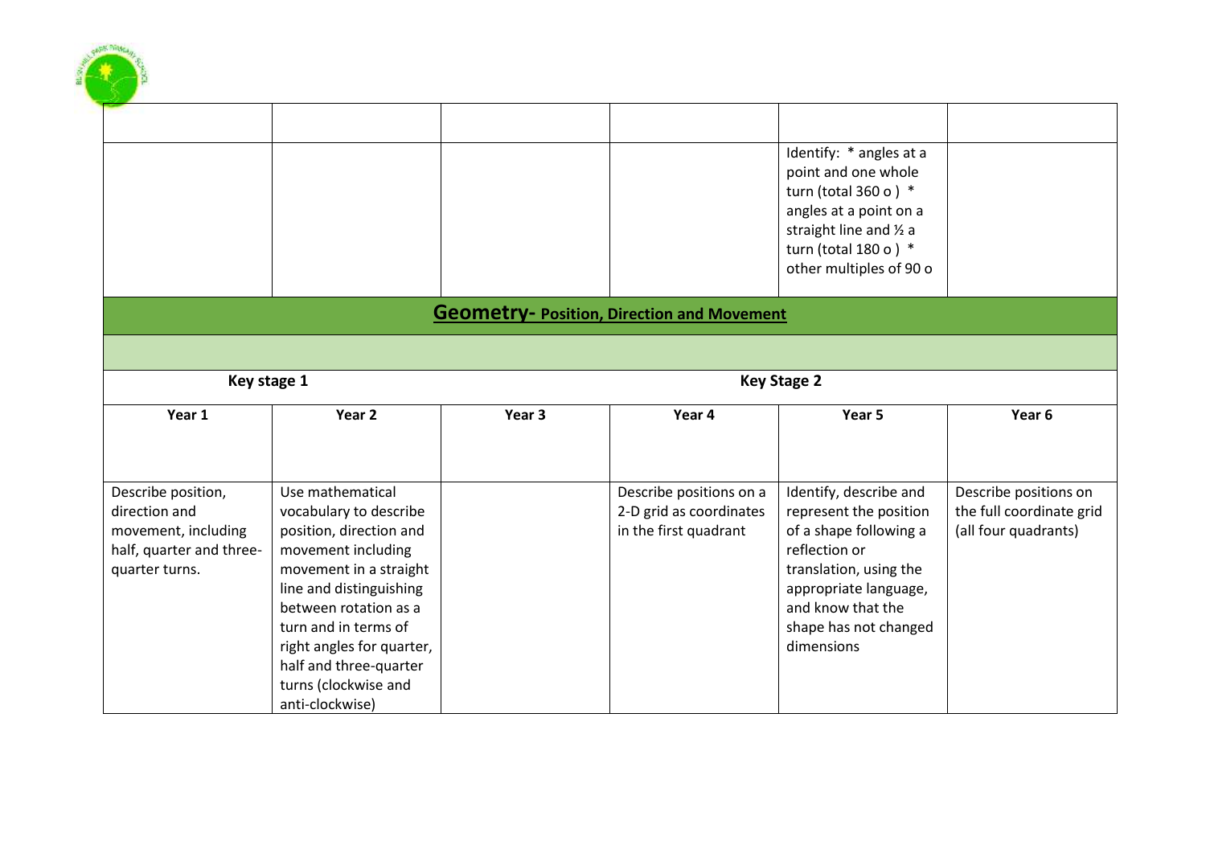| | | | | | |
|---|---|---|---|---|---|
| | | | | | |
| | | | | Identify: * angles at a point and one whole turn (total 360 o ) * angles at a point on a straight line and ½ a turn (total 180 o ) * other multiples of 90 o | |

## Geometry- Position, Direction and Movement

| Key stage 1 | | Key Stage 2 | | | |
|---|---|---|---|---|---|
| **Year 1** | **Year 2** | **Year 3** | **Year 4** | **Year 5** | **Year 6** |
| Describe position, direction and movement, including half, quarter and three-quarter turns. | Use mathematical vocabulary to describe position, direction and movement including movement in a straight line and distinguishing between rotation as a turn and in terms of right angles for quarter, half and three-quarter turns (clockwise and anti-clockwise) | | Describe positions on a 2-D grid as coordinates in the first quadrant | Identify, describe and represent the position of a shape following a reflection or translation, using the appropriate language, and know that the shape has not changed dimensions | Describe positions on the full coordinate grid (all four quadrants) |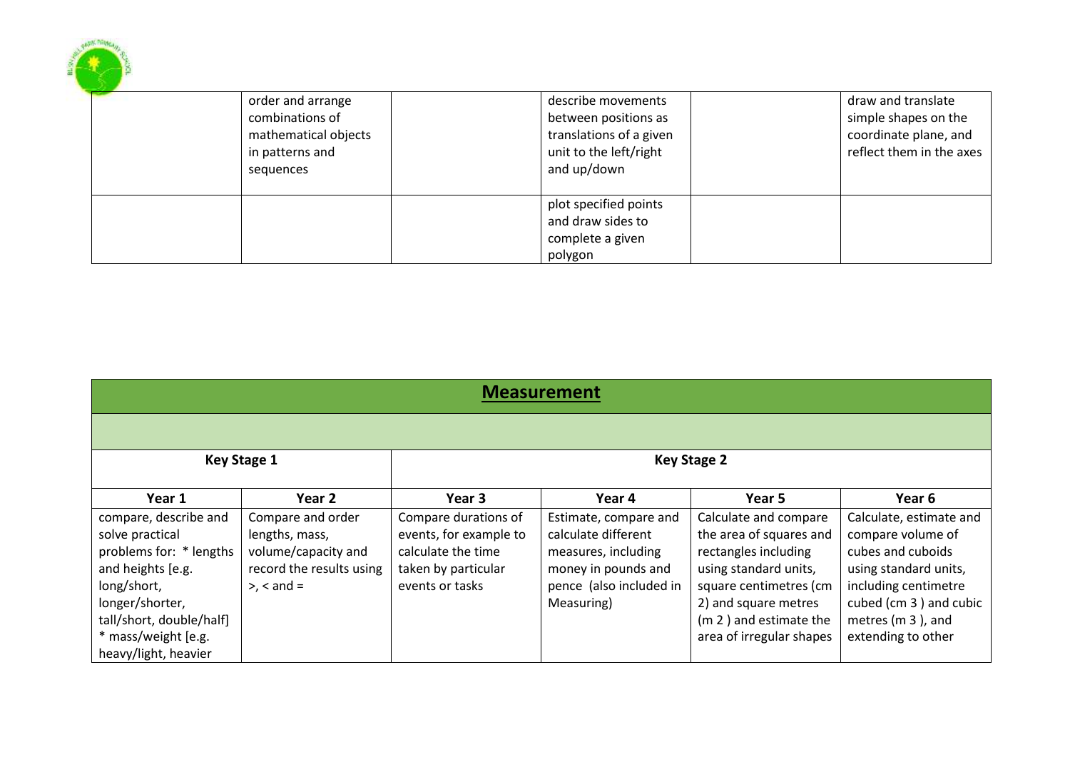| | | | | | |
|---|---|---|---|---|---|
| | order and arrange combinations of mathematical objects in patterns and sequences | | describe movements between positions as translations of a given unit to the left/right and up/down | | draw and translate simple shapes on the coordinate plane, and reflect them in the axes |
| | | | plot specified points and draw sides to complete a given polygon | | |

| **Measurement** | | | | | |
|---|---|---|---|---|---|
| | | | | | |
| **Key Stage 1** | | **Key Stage 2** | | | |
| **Year 1** | **Year 2** | **Year 3** | **Year 4** | **Year 5** | **Year 6** |
| compare, describe and solve practical problems for: * lengths and heights [e.g. long/short, longer/shorter, tall/short, double/half] * mass/weight [e.g. heavy/light, heavier | Compare and order lengths, mass, volume/capacity and record the results using >, < and = | Compare durations of events, for example to calculate the time taken by particular events or tasks | Estimate, compare and calculate different measures, including money in pounds and pence (also included in Measuring) | Calculate and compare the area of squares and rectangles including using standard units, square centimetres ($cm^2$) and square metres ($m^2$) and estimate the area of irregular shapes | Calculate, estimate and compare volume of cubes and cuboids using standard units, including centimetre cubed ($cm^3$) and cubic metres ($m^3$), and extending to other |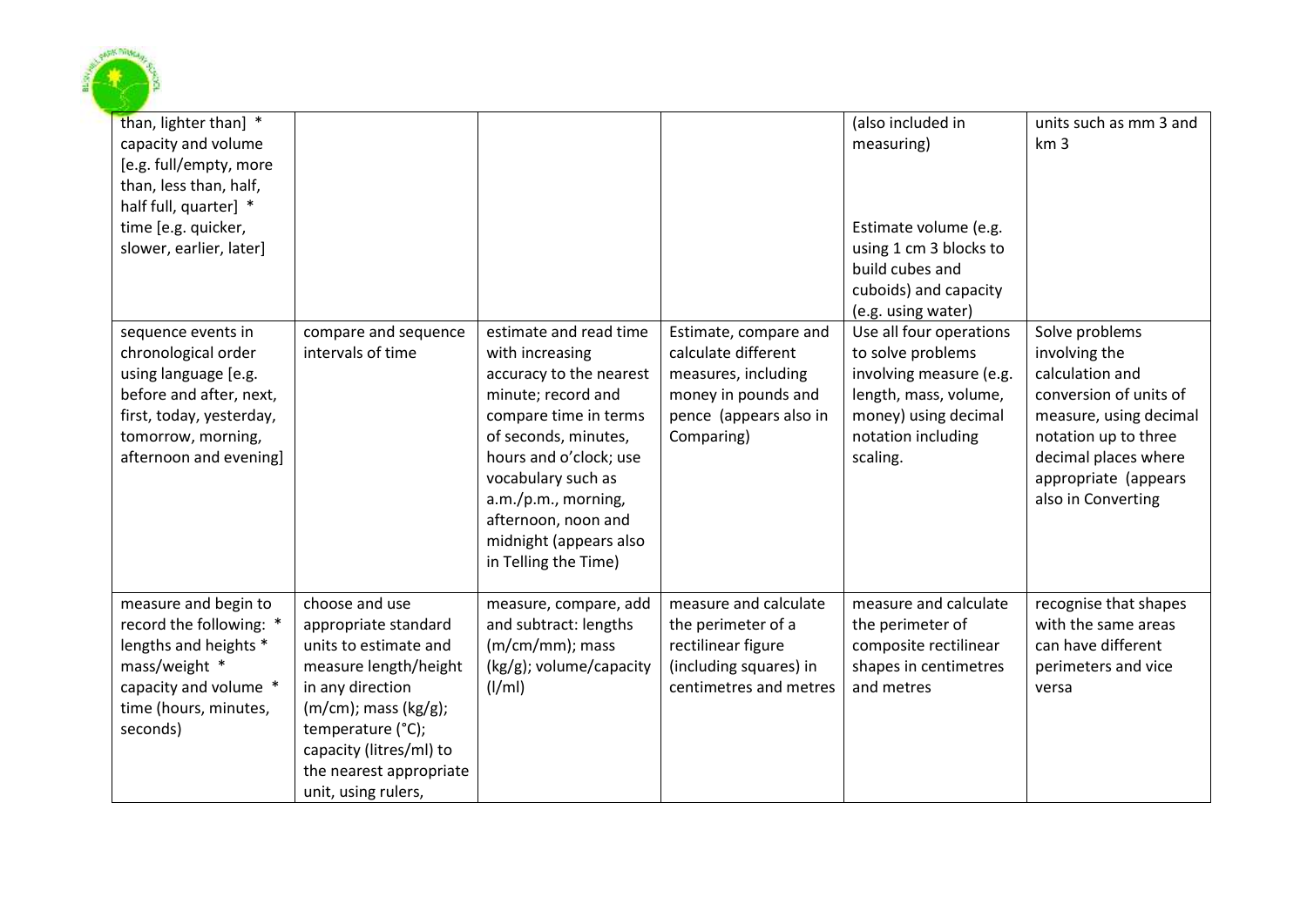| | | | | | |
|---|---|---|---|---|---|
| than, lighter than] * capacity and volume [e.g. full/empty, more than, less than, half, half full, quarter] * time [e.g. quicker, slower, earlier, later] | | | | (also included in measuring)<br><br>Estimate volume (e.g. using 1 cm 3 blocks to build cubes and cuboids) and capacity (e.g. using water) | units such as mm 3 and km 3 |
| sequence events in chronological order using language [e.g. before and after, next, first, today, yesterday, tomorrow, morning, afternoon and evening] | compare and sequence intervals of time | estimate and read time with increasing accuracy to the nearest minute; record and compare time in terms of seconds, minutes, hours and o'clock; use vocabulary such as a.m./p.m., morning, afternoon, noon and midnight (appears also in Telling the Time) | Estimate, compare and calculate different measures, including money in pounds and pence (appears also in Comparing) | Use all four operations to solve problems involving measure (e.g. length, mass, volume, money) using decimal notation including scaling. | Solve problems involving the calculation and conversion of units of measure, using decimal notation up to three decimal places where appropriate (appears also in Converting |
| measure and begin to record the following: * lengths and heights * mass/weight * capacity and volume * time (hours, minutes, seconds) | choose and use appropriate standard units to estimate and measure length/height in any direction (m/cm); mass (kg/g); temperature (°C); capacity (litres/ml) to the nearest appropriate unit, using rulers, | measure, compare, add and subtract: lengths (m/cm/mm); mass (kg/g); volume/capacity (l/ml) | measure and calculate the perimeter of a rectilinear figure (including squares) in centimetres and metres | measure and calculate the perimeter of composite rectilinear shapes in centimetres and metres | recognise that shapes with the same areas can have different perimeters and vice versa |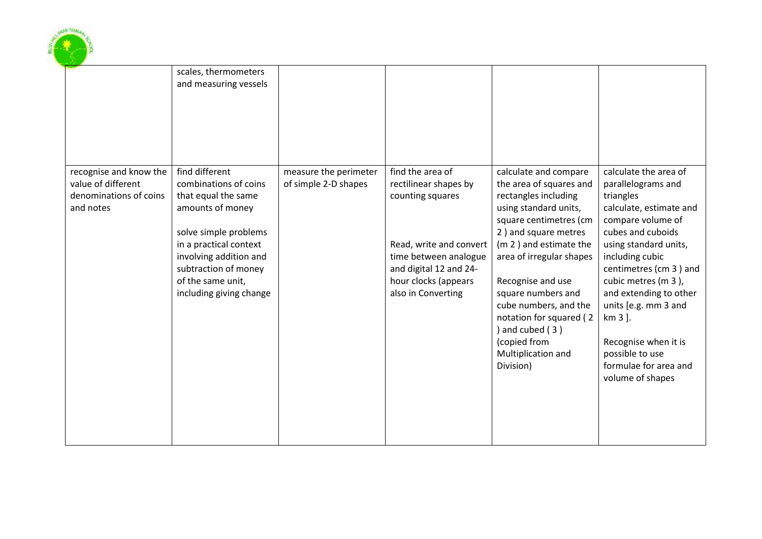| | | | | | |
|---|---|---|---|---|---|
| | scales, thermometers and measuring vessels | | | | |
| recognise and know the value of different denominations of coins and notes | find different combinations of coins that equal the same amounts of money<br><br>solve simple problems in a practical context involving addition and subtraction of money of the same unit, including giving change | measure the perimeter of simple 2-D shapes | find the area of rectilinear shapes by counting squares<br><br>Read, write and convert time between analogue and digital 12 and 24-hour clocks (appears also in Converting | calculate and compare the area of squares and rectangles including using standard units, square centimetres ($cm^2$) and square metres ($m^2$) and estimate the area of irregular shapes<br><br>Recognise and use square numbers and cube numbers, and the notation for squared ($^2$) and cubed ($^3$) (copied from Multiplication and Division) | calculate the area of parallelograms and triangles<br>calculate, estimate and compare volume of cubes and cuboids using standard units, including cubic centimetres ($cm^3$) and cubic metres ($m^3$), and extending to other units [e.g. $mm^3$ and $km^3$].<br><br>Recognise when it is possible to use formulae for area and volume of shapes |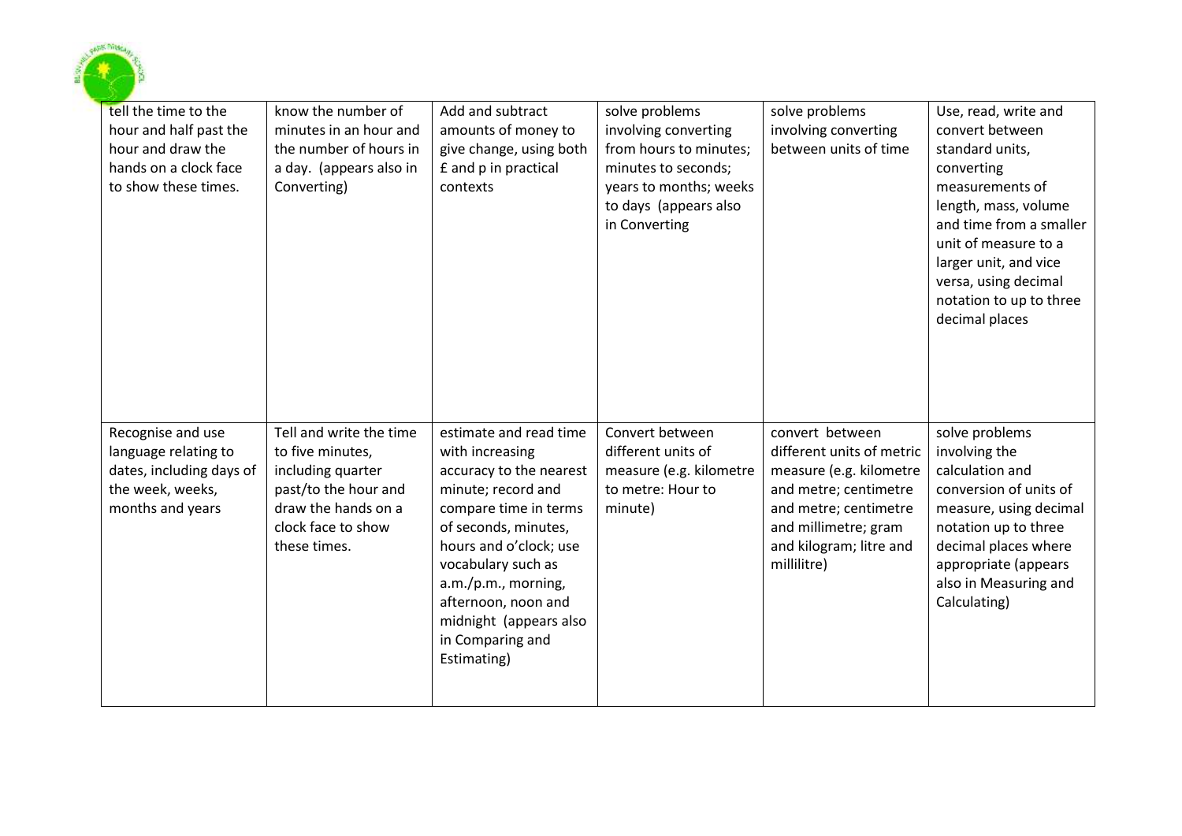| | | | | | |
|---|---|---|---|---|---|
| tell the time to the hour and half past the hour and draw the hands on a clock face to show these times. | know the number of minutes in an hour and the number of hours in a day. (appears also in Converting) | Add and subtract amounts of money to give change, using both £ and p in practical contexts | solve problems involving converting from hours to minutes; minutes to seconds; years to months; weeks to days (appears also in Converting | solve problems involving converting between units of time | Use, read, write and convert between standard units, converting measurements of length, mass, volume and time from a smaller unit of measure to a larger unit, and vice versa, using decimal notation to up to three decimal places |
| Recognise and use language relating to dates, including days of the week, weeks, months and years | Tell and write the time to five minutes, including quarter past/to the hour and draw the hands on a clock face to show these times. | estimate and read time with increasing accuracy to the nearest minute; record and compare time in terms of seconds, minutes, hours and o'clock; use vocabulary such as a.m./p.m., morning, afternoon, noon and midnight (appears also in Comparing and Estimating) | Convert between different units of measure (e.g. kilometre to metre: Hour to minute) | convert between different units of metric measure (e.g. kilometre and metre; centimetre and metre; centimetre and millimetre; gram and kilogram; litre and millilitre) | solve problems involving the calculation and conversion of units of measure, using decimal notation up to three decimal places where appropriate (appears also in Measuring and Calculating) |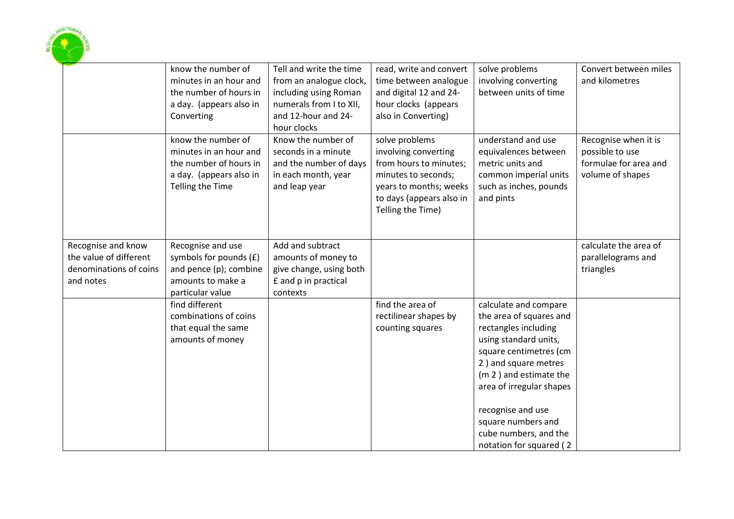| | | | | | |
|---|---|---|---|---|---|
| | know the number of minutes in an hour and the number of hours in a day. (appears also in Converting | Tell and write the time from an analogue clock, including using Roman numerals from I to XII, and 12-hour and 24-hour clocks | read, write and convert time between analogue and digital 12 and 24-hour clocks (appears also in Converting) | solve problems involving converting between units of time | Convert between miles and kilometres |
| | know the number of minutes in an hour and the number of hours in a day. (appears also in Telling the Time | Know the number of seconds in a minute and the number of days in each month, year and leap year | solve problems involving converting from hours to minutes; minutes to seconds; years to months; weeks to days (appears also in Telling the Time) | understand and use equivalences between metric units and common imperial units such as inches, pounds and pints | Recognise when it is possible to use formulae for area and volume of shapes |
| Recognise and know the value of different denominations of coins and notes | Recognise and use symbols for pounds (£) and pence (p); combine amounts to make a particular value | Add and subtract amounts of money to give change, using both £ and p in practical contexts | | | calculate the area of parallelograms and triangles |
| | find different combinations of coins that equal the same amounts of money | | find the area of rectilinear shapes by counting squares | calculate and compare the area of squares and rectangles including using standard units, square centimetres (cm 2 ) and square metres (m 2 ) and estimate the area of irregular shapes<br><br>recognise and use square numbers and cube numbers, and the notation for squared ( 2 | |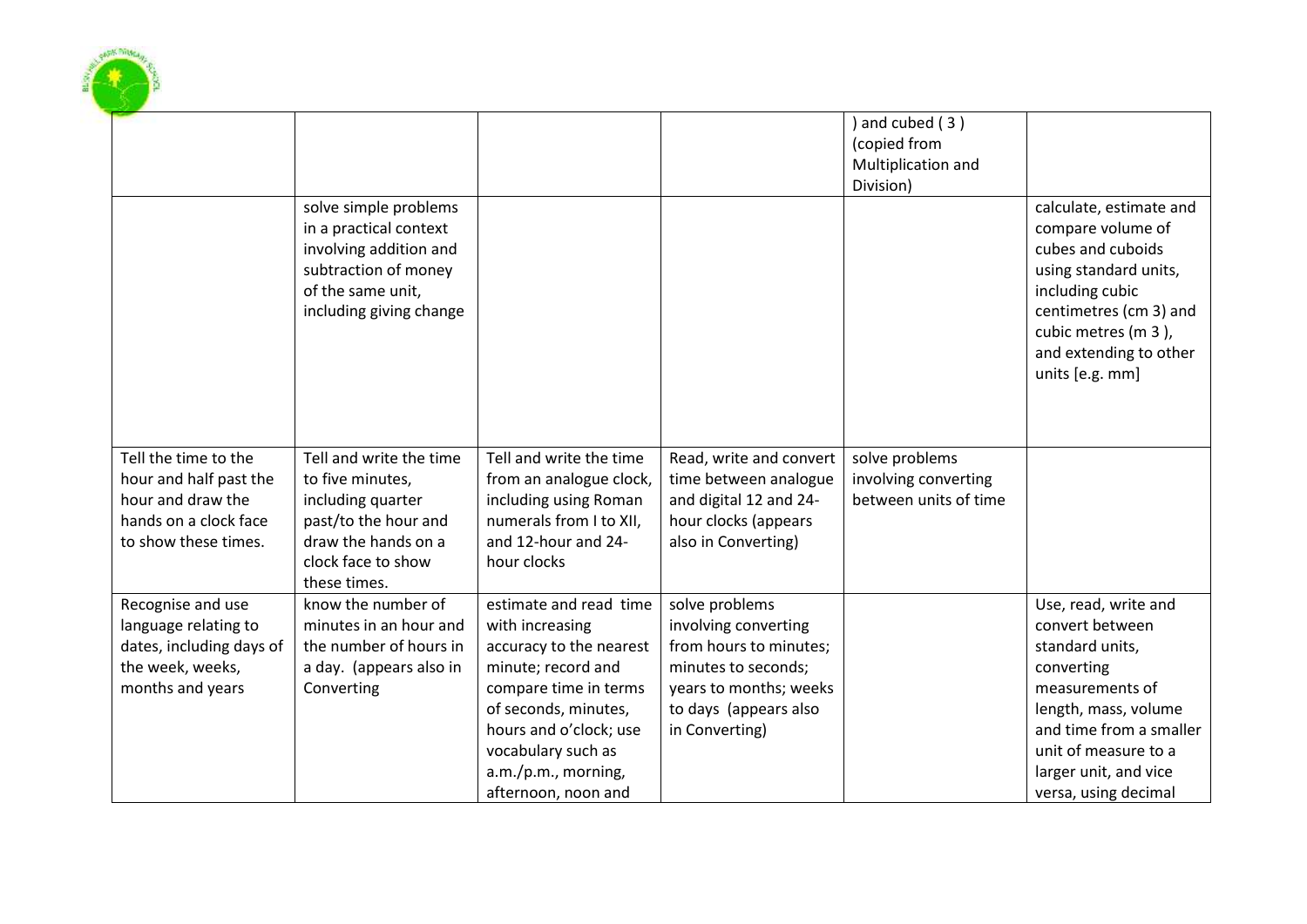| | | | | ) and cubed ( 3 ) (copied from Multiplication and Division) | |
|---|---|---|---|---|---|
| | solve simple problems in a practical context involving addition and subtraction of money of the same unit, including giving change | | | | calculate, estimate and compare volume of cubes and cuboids using standard units, including cubic centimetres (cm 3) and cubic metres (m 3 ), and extending to other units [e.g. mm] |
| Tell the time to the hour and half past the hour and draw the hands on a clock face to show these times. | Tell and write the time to five minutes, including quarter past/to the hour and draw the hands on a clock face to show these times. | Tell and write the time from an analogue clock, including using Roman numerals from I to XII, and 12-hour and 24-hour clocks | Read, write and convert time between analogue and digital 12 and 24-hour clocks (appears also in Converting) | solve problems involving converting between units of time | |
| Recognise and use language relating to dates, including days of the week, weeks, months and years | know the number of minutes in an hour and the number of hours in a day. (appears also in Converting | estimate and read time with increasing accuracy to the nearest minute; record and compare time in terms of seconds, minutes, hours and o'clock; use vocabulary such as a.m./p.m., morning, afternoon, noon and | solve problems involving converting from hours to minutes; minutes to seconds; years to months; weeks to days (appears also in Converting) | | Use, read, write and convert between standard units, converting measurements of length, mass, volume and time from a smaller unit of measure to a larger unit, and vice versa, using decimal |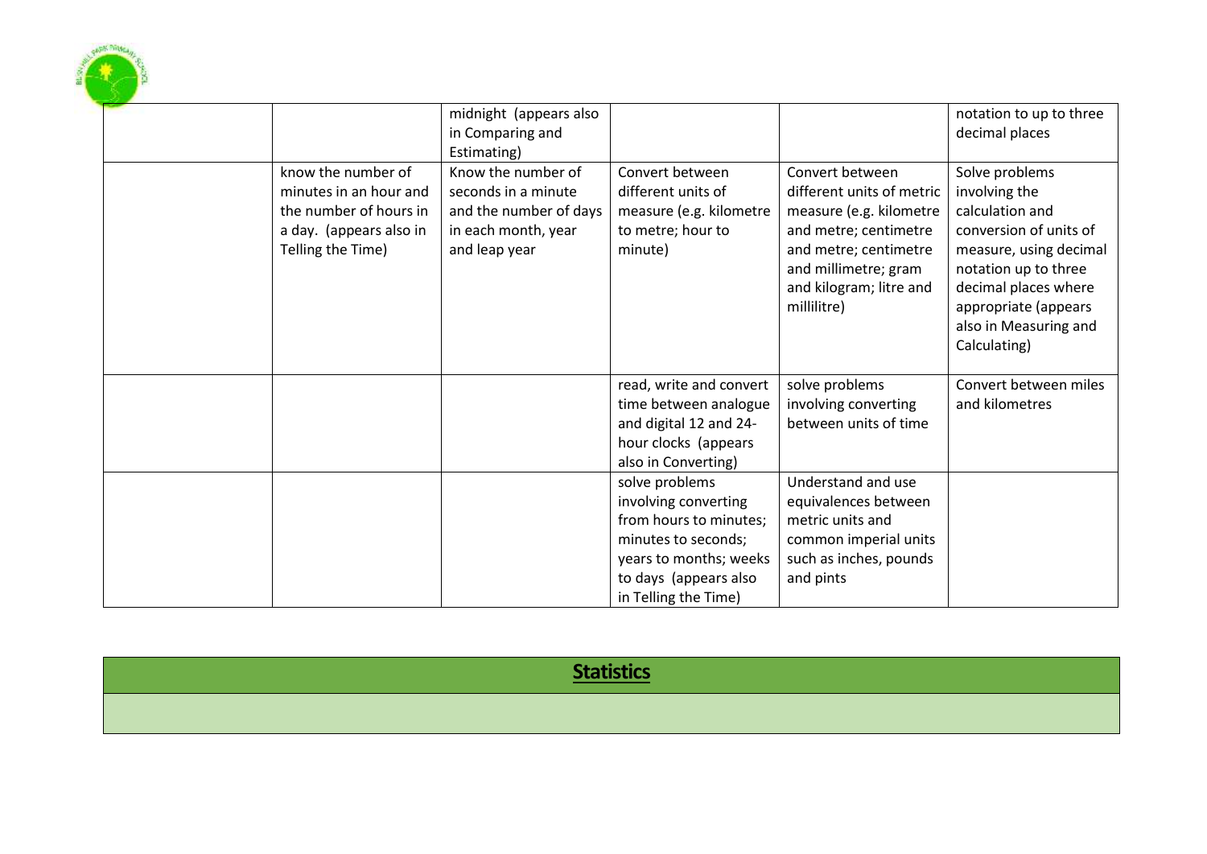| | | | | | |
|---|---|---|---|---|---|
| | | midnight (appears also in Comparing and Estimating) | | | notation to up to three decimal places |
| | know the number of minutes in an hour and the number of hours in a day. (appears also in Telling the Time) | Know the number of seconds in a minute and the number of days in each month, year and leap year | Convert between different units of measure (e.g. kilometre to metre; hour to minute) | Convert between different units of metric measure (e.g. kilometre and metre; centimetre and metre; centimetre and millimetre; gram and kilogram; litre and millilitre) | Solve problems involving the calculation and conversion of units of measure, using decimal notation up to three decimal places where appropriate (appears also in Measuring and Calculating) |
| | | | read, write and convert time between analogue and digital 12 and 24-hour clocks (appears also in Converting) | solve problems involving converting between units of time | Convert between miles and kilometres |
| | | | solve problems involving converting from hours to minutes; minutes to seconds; years to months; weeks to days (appears also in Telling the Time) | Understand and use equivalences between metric units and common imperial units such as inches, pounds and pints | |

| **Statistics** |
|---|
| |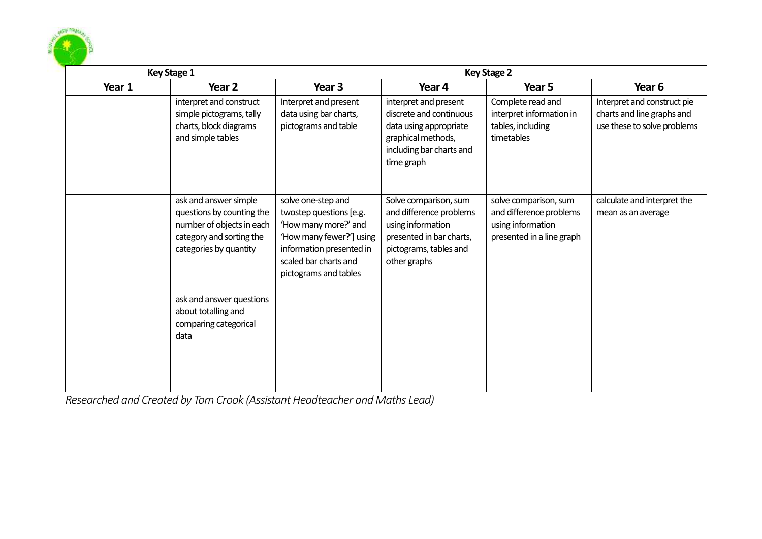| Key Stage 1 | | Key Stage 2 | | | |
| --- | --- | --- | --- | --- | --- |
| Year 1 | Year 2 | Year 3 | Year 4 | Year 5 | Year 6 |
| | interpret and construct simple pictograms, tally charts, block diagrams and simple tables | Interpret and present data using bar charts, pictograms and table | interpret and present discrete and continuous data using appropriate graphical methods, including bar charts and time graph | Complete read and interpret information in tables, including timetables | Interpret and construct pie charts and line graphs and use these to solve problems |
| | ask and answer simple questions by counting the number of objects in each category and sorting the categories by quantity | solve one-step and twostep questions [e.g. 'How many more?' and 'How many fewer?'] using information presented in scaled bar charts and pictograms and tables | Solve comparison, sum and difference problems using information presented in bar charts, pictograms, tables and other graphs | solve comparison, sum and difference problems using information presented in a line graph | calculate and interpret the mean as an average |
| | ask and answer questions about totalling and comparing categorical data | | | | |

*Researched and Created by Tom Crook (Assistant Headteacher and Maths Lead)*